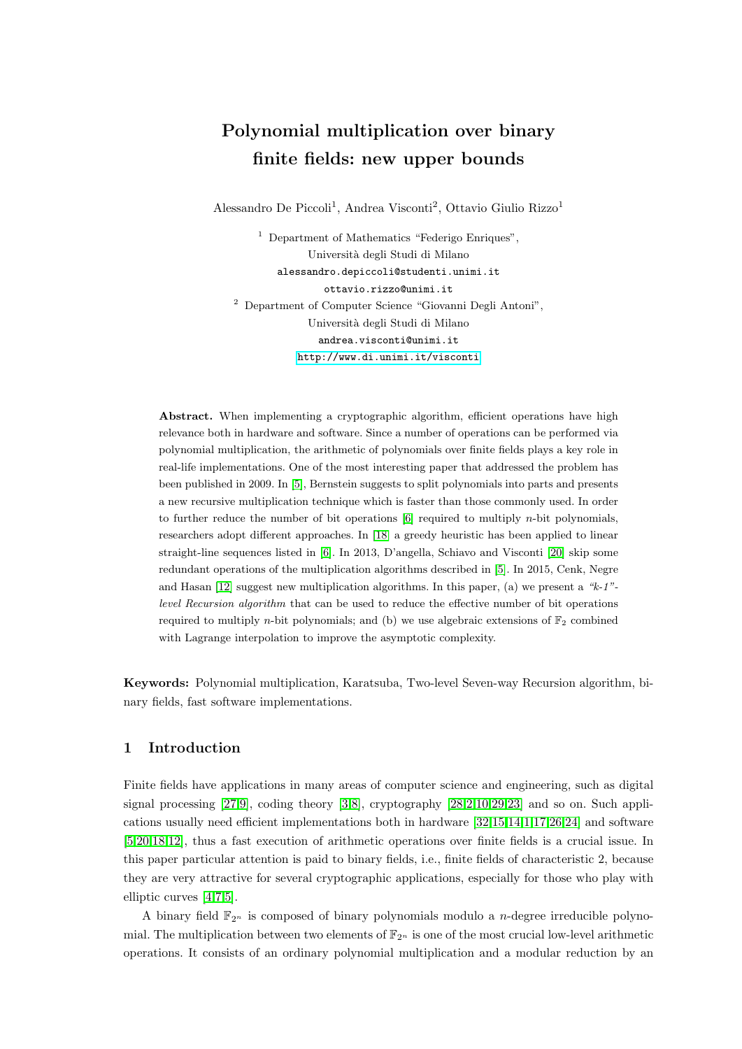# Polynomial multiplication over binary finite fields: new upper bounds

Alessandro De Piccoli[1], Andrea Visconti[2], Ottavio Giulio Rizzo[1]

[1] Department of Mathematics "Federigo Enriques",
Università degli Studi di Milano
alessandro.depiccoli@studenti.unimi.it
ottavio.rizzo@unimi.it

[2] Department of Computer Science "Giovanni Degli Antoni",
Università degli Studi di Milano
andrea.visconti@unimi.it
http://www.di.unimi.it/visconti

**Abstract.** When implementing a cryptographic algorithm, efficient operations have high relevance both in hardware and software. Since a number of operations can be performed via polynomial multiplication, the arithmetic of polynomials over finite fields plays a key role in real-life implementations. One of the most interesting paper that addressed the problem has been published in 2009. In [5], Bernstein suggests to split polynomials into parts and presents a new recursive multiplication technique which is faster than those commonly used. In order to further reduce the number of bit operations [6] required to multiply $n$-bit polynomials, researchers adopt different approaches. In [18] a greedy heuristic has been applied to linear straight-line sequences listed in [6]. In 2013, D'angella, Schiavo and Visconti [20] skip some redundant operations of the multiplication algorithms described in [5]. In 2015, Cenk, Negre and Hasan [12] suggest new multiplication algorithms. In this paper, (a) we present a *"k-1"-level Recursion algorithm* that can be used to reduce the effective number of bit operations required to multiply $n$-bit polynomials; and (b) we use algebraic extensions of $\mathbb{F}_2$ combined with Lagrange interpolation to improve the asymptotic complexity.

**Keywords:** Polynomial multiplication, Karatsuba, Two-level Seven-way Recursion algorithm, binary fields, fast software implementations.

## 1 Introduction

Finite fields have applications in many areas of computer science and engineering, such as digital signal processing [27,9], coding theory [3,8], cryptography [28,2,10,29,23] and so on. Such applications usually need efficient implementations both in hardware [32,15,14,1,17,26,24] and software [5,20,18,12], thus a fast execution of arithmetic operations over finite fields is a crucial issue. In this paper particular attention is paid to binary fields, i.e., finite fields of characteristic 2, because they are very attractive for several cryptographic applications, especially for those who play with elliptic curves [4,7,5].

A binary field $\mathbb{F}_{2^n}$ is composed of binary polynomials modulo a $n$-degree irreducible polynomial. The multiplication between two elements of $\mathbb{F}_{2^n}$ is one of the most crucial low-level arithmetic operations. It consists of an ordinary polynomial multiplication and a modular reduction by an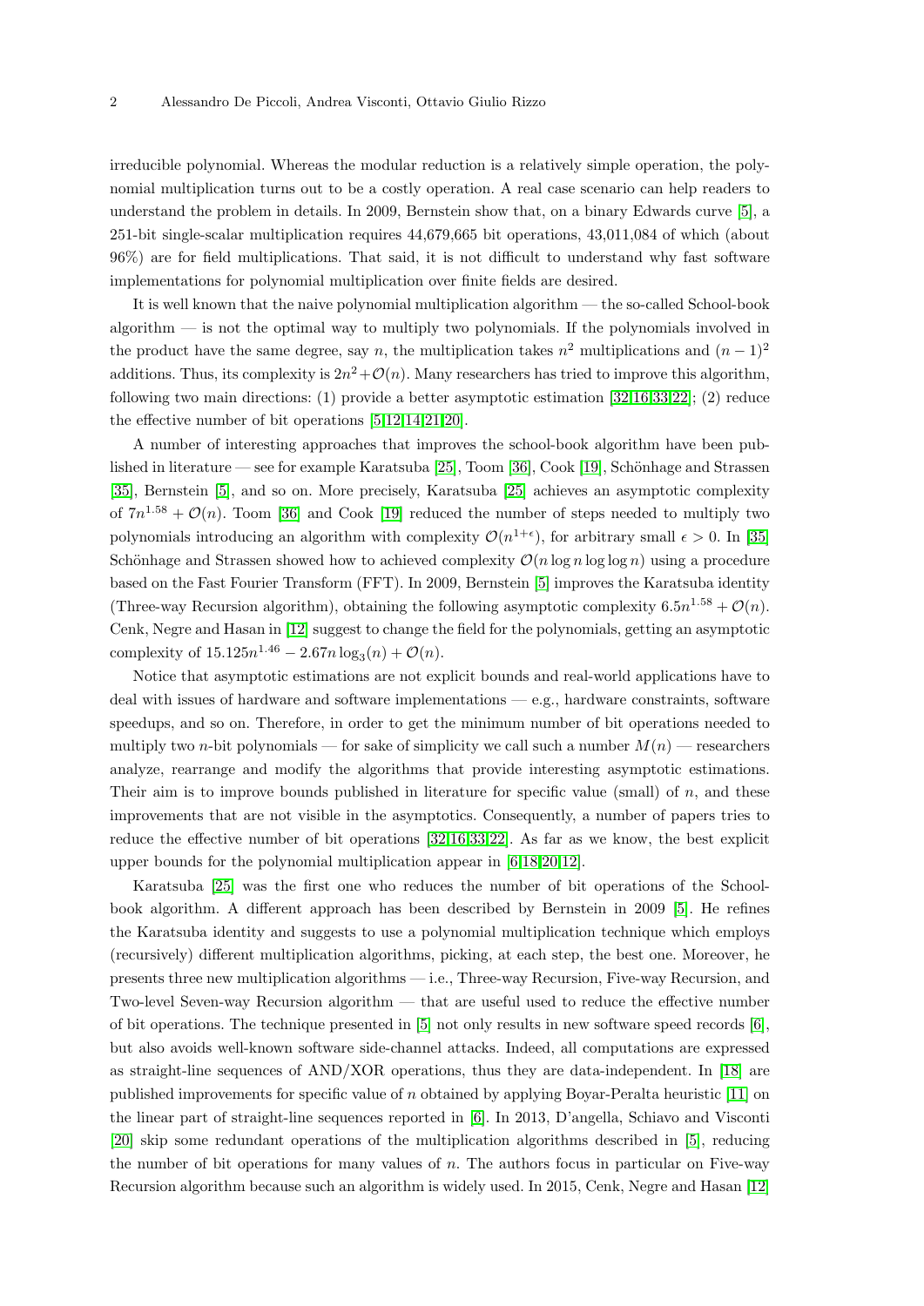irreducible polynomial. Whereas the modular reduction is a relatively simple operation, the polynomial multiplication turns out to be a costly operation. A real case scenario can help readers to understand the problem in details. In 2009, Bernstein show that, on a binary Edwards curve [5], a 251-bit single-scalar multiplication requires 44,679,665 bit operations, 43,011,084 of which (about 96%) are for field multiplications. That said, it is not difficult to understand why fast software implementations for polynomial multiplication over finite fields are desired.

It is well known that the naive polynomial multiplication algorithm — the so-called School-book algorithm — is not the optimal way to multiply two polynomials. If the polynomials involved in the product have the same degree, say $n$, the multiplication takes $n^2$ multiplications and $(n-1)^2$ additions. Thus, its complexity is $2n^2 + \mathcal{O}(n)$. Many researchers has tried to improve this algorithm, following two main directions: (1) provide a better asymptotic estimation [32,16,33,22]; (2) reduce the effective number of bit operations [5,12,14,21,20].

A number of interesting approaches that improves the school-book algorithm have been published in literature — see for example Karatsuba [25], Toom [36], Cook [19], Schönhage and Strassen [35], Bernstein [5], and so on. More precisely, Karatsuba [25] achieves an asymptotic complexity of $7n^{1.58} + \mathcal{O}(n)$. Toom [36] and Cook [19] reduced the number of steps needed to multiply two polynomials introducing an algorithm with complexity $\mathcal{O}(n^{1+\epsilon})$, for arbitrary small $\epsilon > 0$. In [35] Schönhage and Strassen showed how to achieved complexity $\mathcal{O}(n \log n \log \log n)$ using a procedure based on the Fast Fourier Transform (FFT). In 2009, Bernstein [5] improves the Karatsuba identity (Three-way Recursion algorithm), obtaining the following asymptotic complexity $6.5n^{1.58} + \mathcal{O}(n)$. Cenk, Negre and Hasan in [12] suggest to change the field for the polynomials, getting an asymptotic complexity of $15.125n^{1.46} - 2.67n \log_3(n) + \mathcal{O}(n)$.

Notice that asymptotic estimations are not explicit bounds and real-world applications have to deal with issues of hardware and software implementations — e.g., hardware constraints, software speedups, and so on. Therefore, in order to get the minimum number of bit operations needed to multiply two $n$-bit polynomials — for sake of simplicity we call such a number $M(n)$ — researchers analyze, rearrange and modify the algorithms that provide interesting asymptotic estimations. Their aim is to improve bounds published in literature for specific value (small) of $n$, and these improvements that are not visible in the asymptotics. Consequently, a number of papers tries to reduce the effective number of bit operations [32,16,33,22]. As far as we know, the best explicit upper bounds for the polynomial multiplication appear in [6,18,20,12].

Karatsuba [25] was the first one who reduces the number of bit operations of the School-book algorithm. A different approach has been described by Bernstein in 2009 [5]. He refines the Karatsuba identity and suggests to use a polynomial multiplication technique which employs (recursively) different multiplication algorithms, picking, at each step, the best one. Moreover, he presents three new multiplication algorithms — i.e., Three-way Recursion, Five-way Recursion, and Two-level Seven-way Recursion algorithm — that are useful used to reduce the effective number of bit operations. The technique presented in [5] not only results in new software speed records [6], but also avoids well-known software side-channel attacks. Indeed, all computations are expressed as straight-line sequences of AND/XOR operations, thus they are data-independent. In [18] are published improvements for specific value of $n$ obtained by applying Boyar-Peralta heuristic [11] on the linear part of straight-line sequences reported in [6]. In 2013, D'angella, Schiavo and Visconti [20] skip some redundant operations of the multiplication algorithms described in [5], reducing the number of bit operations for many values of $n$. The authors focus in particular on Five-way Recursion algorithm because such an algorithm is widely used. In 2015, Cenk, Negre and Hasan [12]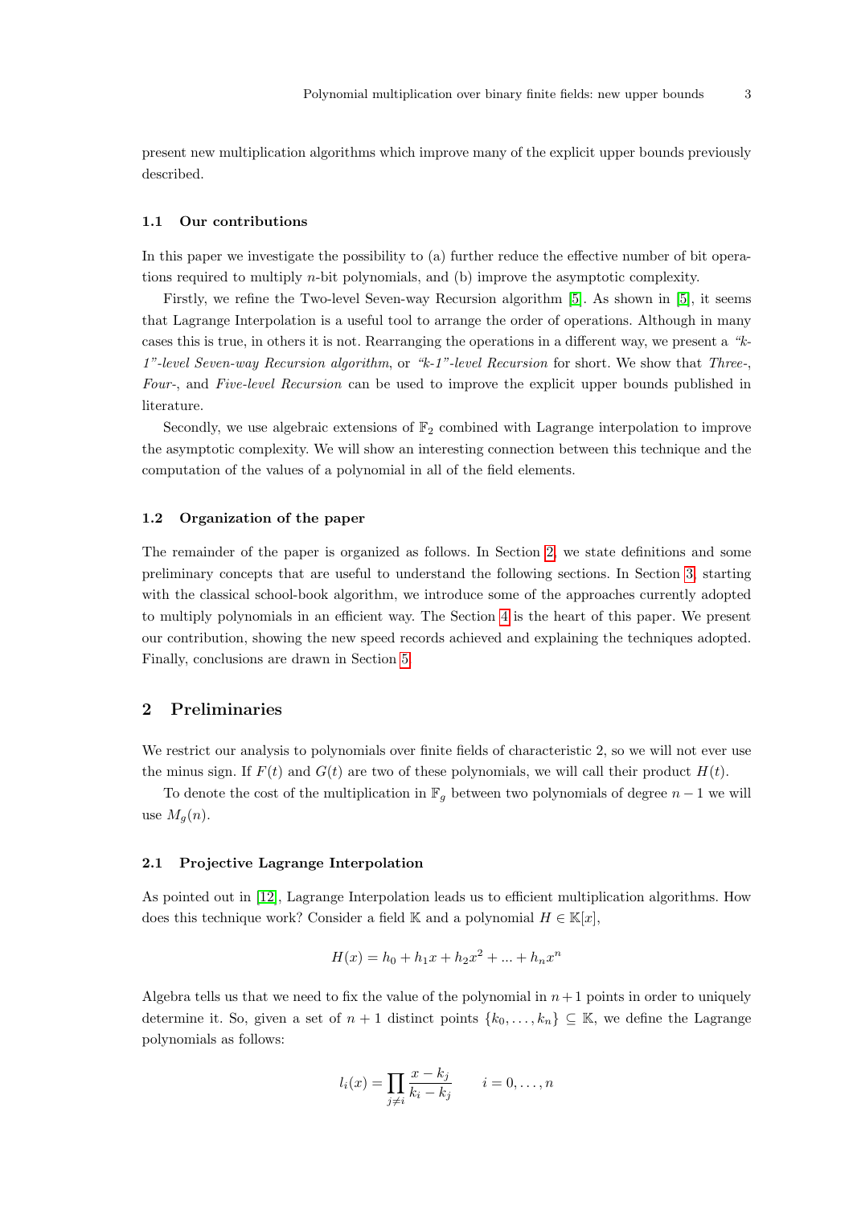present new multiplication algorithms which improve many of the explicit upper bounds previously described.

### 1.1 Our contributions

In this paper we investigate the possibility to (a) further reduce the effective number of bit operations required to multiply $n$-bit polynomials, and (b) improve the asymptotic complexity.

Firstly, we refine the Two-level Seven-way Recursion algorithm [5]. As shown in [5], it seems that Lagrange Interpolation is a useful tool to arrange the order of operations. Although in many cases this is true, in others it is not. Rearranging the operations in a different way, we present a *"k-1"-level Seven-way Recursion algorithm*, or *"k-1"-level Recursion* for short. We show that *Three-*, *Four-*, and *Five-level Recursion* can be used to improve the explicit upper bounds published in literature.

Secondly, we use algebraic extensions of $\mathbb{F}_2$ combined with Lagrange interpolation to improve the asymptotic complexity. We will show an interesting connection between this technique and the computation of the values of a polynomial in all of the field elements.

### 1.2 Organization of the paper

The remainder of the paper is organized as follows. In Section 2, we state definitions and some preliminary concepts that are useful to understand the following sections. In Section 3, starting with the classical school-book algorithm, we introduce some of the approaches currently adopted to multiply polynomials in an efficient way. The Section 4 is the heart of this paper. We present our contribution, showing the new speed records achieved and explaining the techniques adopted. Finally, conclusions are drawn in Section 5.

## 2 Preliminaries

We restrict our analysis to polynomials over finite fields of characteristic 2, so we will not ever use the minus sign. If $F(t)$ and $G(t)$ are two of these polynomials, we will call their product $H(t)$.

To denote the cost of the multiplication in $\mathbb{F}_g$ between two polynomials of degree $n-1$ we will use $M_g(n)$.

### 2.1 Projective Lagrange Interpolation

As pointed out in [12], Lagrange Interpolation leads us to efficient multiplication algorithms. How does this technique work? Consider a field $\mathbb{K}$ and a polynomial $H \in \mathbb{K}[x]$,

$$H(x) = h_0 + h_1 x + h_2 x^2 + ... + h_n x^n$$

Algebra tells us that we need to fix the value of the polynomial in $n+1$ points in order to uniquely determine it. So, given a set of $n+1$ distinct points $\{k_0, \ldots, k_n\} \subseteq \mathbb{K}$, we define the Lagrange polynomials as follows:

$$l_i(x) = \prod_{j \neq i} \frac{x - k_j}{k_i - k_j} \qquad i = 0, \ldots, n$$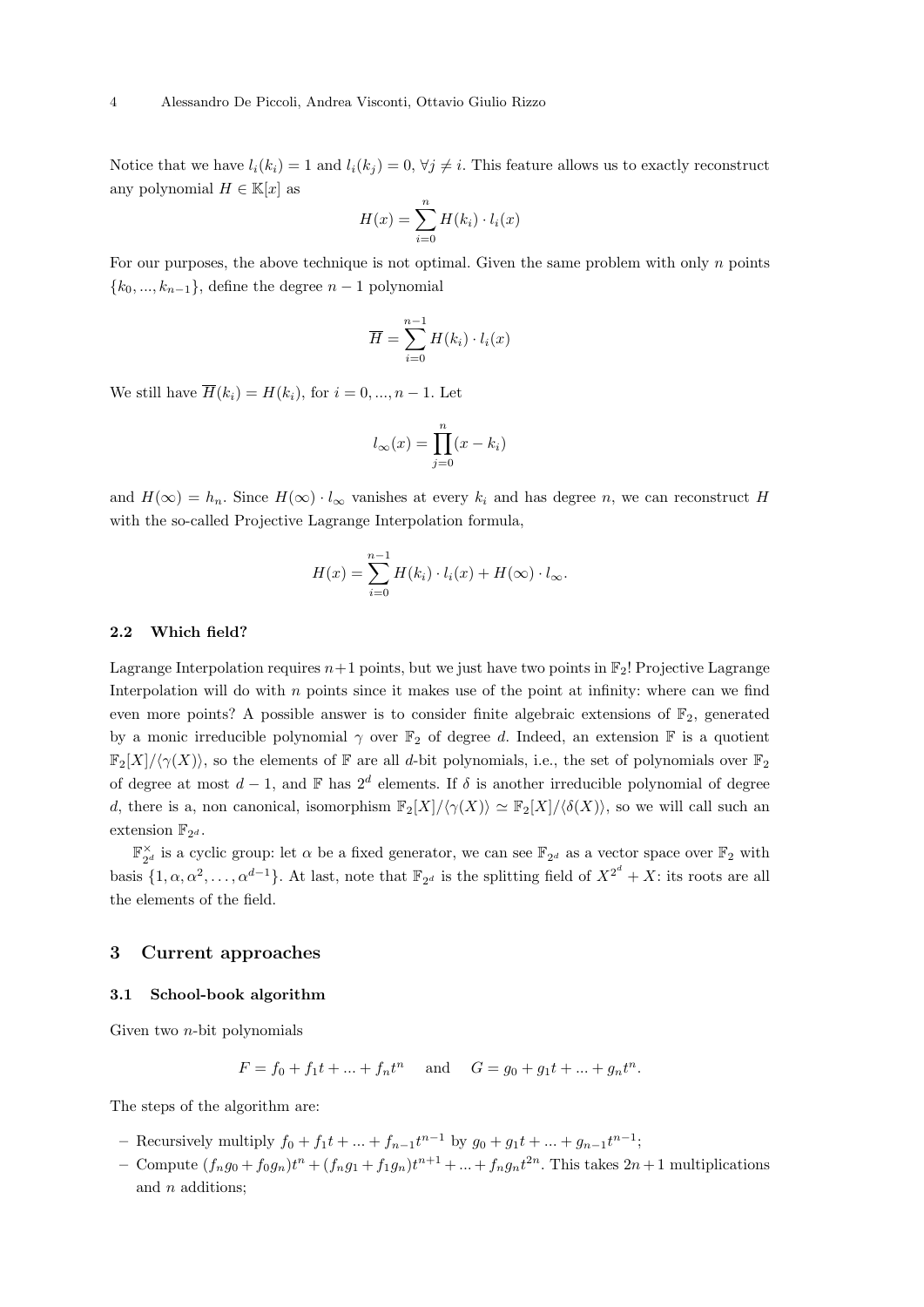Notice that we have $l_i(k_i) = 1$ and $l_i(k_j) = 0$, $\forall j \neq i$. This feature allows us to exactly reconstruct any polynomial $H \in \mathbb{K}[x]$ as

$$H(x) = \sum_{i=0}^{n} H(k_i) \cdot l_i(x)$$

For our purposes, the above technique is not optimal. Given the same problem with only $n$ points $\{k_0, ..., k_{n-1}\}$, define the degree $n-1$ polynomial

$$\overline{H} = \sum_{i=0}^{n-1} H(k_i) \cdot l_i(x)$$

We still have $\overline{H}(k_i) = H(k_i)$, for $i = 0, ..., n-1$. Let

$$l_\infty(x) = \prod_{j=0}^{n} (x - k_i)$$

and $H(\infty) = h_n$. Since $H(\infty) \cdot l_\infty$ vanishes at every $k_i$ and has degree $n$, we can reconstruct $H$ with the so-called Projective Lagrange Interpolation formula,

$$H(x) = \sum_{i=0}^{n-1} H(k_i) \cdot l_i(x) + H(\infty) \cdot l_\infty.$$

### 2.2 Which field?

Lagrange Interpolation requires $n+1$ points, but we just have two points in $\mathbb{F}_2$! Projective Lagrange Interpolation will do with $n$ points since it makes use of the point at infinity: where can we find even more points? A possible answer is to consider finite algebraic extensions of $\mathbb{F}_2$, generated by a monic irreducible polynomial $\gamma$ over $\mathbb{F}_2$ of degree $d$. Indeed, an extension $\mathbb{F}$ is a quotient $\mathbb{F}_2[X]/\langle \gamma(X) \rangle$, so the elements of $\mathbb{F}$ are all $d$-bit polynomials, i.e., the set of polynomials over $\mathbb{F}_2$ of degree at most $d-1$, and $\mathbb{F}$ has $2^d$ elements. If $\delta$ is another irreducible polynomial of degree $d$, there is a, non canonical, isomorphism $\mathbb{F}_2[X]/\langle \gamma(X) \rangle \simeq \mathbb{F}_2[X]/\langle \delta(X) \rangle$, so we will call such an extension $\mathbb{F}_{2^d}$.

$\mathbb{F}_{2^d}^\times$ is a cyclic group: let $\alpha$ be a fixed generator, we can see $\mathbb{F}_{2^d}$ as a vector space over $\mathbb{F}_2$ with basis $\{1, \alpha, \alpha^2, \ldots, \alpha^{d-1}\}$. At last, note that $\mathbb{F}_{2^d}$ is the splitting field of $X^{2^d} + X$: its roots are all the elements of the field.

## 3 Current approaches

### 3.1 School-book algorithm

Given two $n$-bit polynomials

$$F = f_0 + f_1 t + ... + f_n t^n \quad \text{and} \quad G = g_0 + g_1 t + ... + g_n t^n.$$

The steps of the algorithm are:

- Recursively multiply $f_0 + f_1 t + ... + f_{n-1} t^{n-1}$ by $g_0 + g_1 t + ... + g_{n-1} t^{n-1}$;
- Compute $(f_n g_0 + f_0 g_n) t^n + (f_n g_1 + f_1 g_n) t^{n+1} + ... + f_n g_n t^{2n}$. This takes $2n+1$ multiplications and $n$ additions;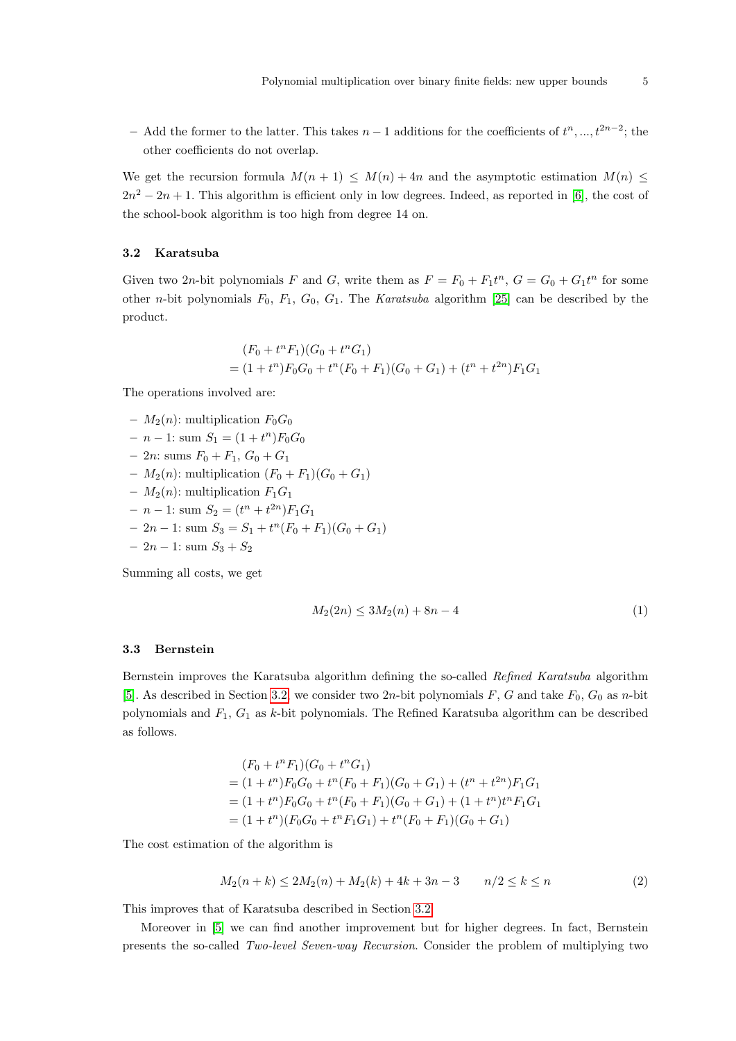– Add the former to the latter. This takes $n-1$ additions for the coefficients of $t^n, ..., t^{2n-2}$; the other coefficients do not overlap.

We get the recursion formula $M(n+1) \leq M(n) + 4n$ and the asymptotic estimation $M(n) \leq 2n^2 - 2n + 1$. This algorithm is efficient only in low degrees. Indeed, as reported in [6], the cost of the school-book algorithm is too high from degree 14 on.

### 3.2 Karatsuba

Given two $2n$-bit polynomials $F$ and $G$, write them as $F = F_0 + F_1 t^n$, $G = G_0 + G_1 t^n$ for some other $n$-bit polynomials $F_0$, $F_1$, $G_0$, $G_1$. The *Karatsuba* algorithm [25] can be described by the product.

$$
\begin{aligned}
&(F_0 + t^n F_1)(G_0 + t^n G_1) \\
&= (1 + t^n) F_0 G_0 + t^n (F_0 + F_1)(G_0 + G_1) + (t^n + t^{2n}) F_1 G_1
\end{aligned}
$$

The operations involved are:

- $M_2(n)$: multiplication $F_0 G_0$
- $n-1$: sum $S_1 = (1 + t^n) F_0 G_0$
- $2n$: sums $F_0 + F_1$, $G_0 + G_1$
- $M_2(n)$: multiplication $(F_0 + F_1)(G_0 + G_1)$
- $M_2(n)$: multiplication $F_1 G_1$
- $n-1$: sum $S_2 = (t^n + t^{2n}) F_1 G_1$
- $2n-1$: sum $S_3 = S_1 + t^n (F_0 + F_1)(G_0 + G_1)$
- $2n-1$: sum $S_3 + S_2$

Summing all costs, we get

$$
M_2(2n) \leq 3M_2(n) + 8n - 4 \tag{1}
$$

### 3.3 Bernstein

Bernstein improves the Karatsuba algorithm defining the so-called *Refined Karatsuba* algorithm [5]. As described in Section 3.2 we consider two $2n$-bit polynomials $F$, $G$ and take $F_0$, $G_0$ as $n$-bit polynomials and $F_1$, $G_1$ as $k$-bit polynomials. The Refined Karatsuba algorithm can be described as follows.

$$
\begin{aligned}
&(F_0 + t^n F_1)(G_0 + t^n G_1) \\
&= (1 + t^n) F_0 G_0 + t^n (F_0 + F_1)(G_0 + G_1) + (t^n + t^{2n}) F_1 G_1 \\
&= (1 + t^n) F_0 G_0 + t^n (F_0 + F_1)(G_0 + G_1) + (1 + t^n) t^n F_1 G_1 \\
&= (1 + t^n)(F_0 G_0 + t^n F_1 G_1) + t^n (F_0 + F_1)(G_0 + G_1)
\end{aligned}
$$

The cost estimation of the algorithm is

$$
M_2(n+k) \leq 2M_2(n) + M_2(k) + 4k + 3n - 3 \qquad n/2 \leq k \leq n \tag{2}
$$

This improves that of Karatsuba described in Section 3.2.

Moreover in [5] we can find another improvement but for higher degrees. In fact, Bernstein presents the so-called *Two-level Seven-way Recursion*. Consider the problem of multiplying two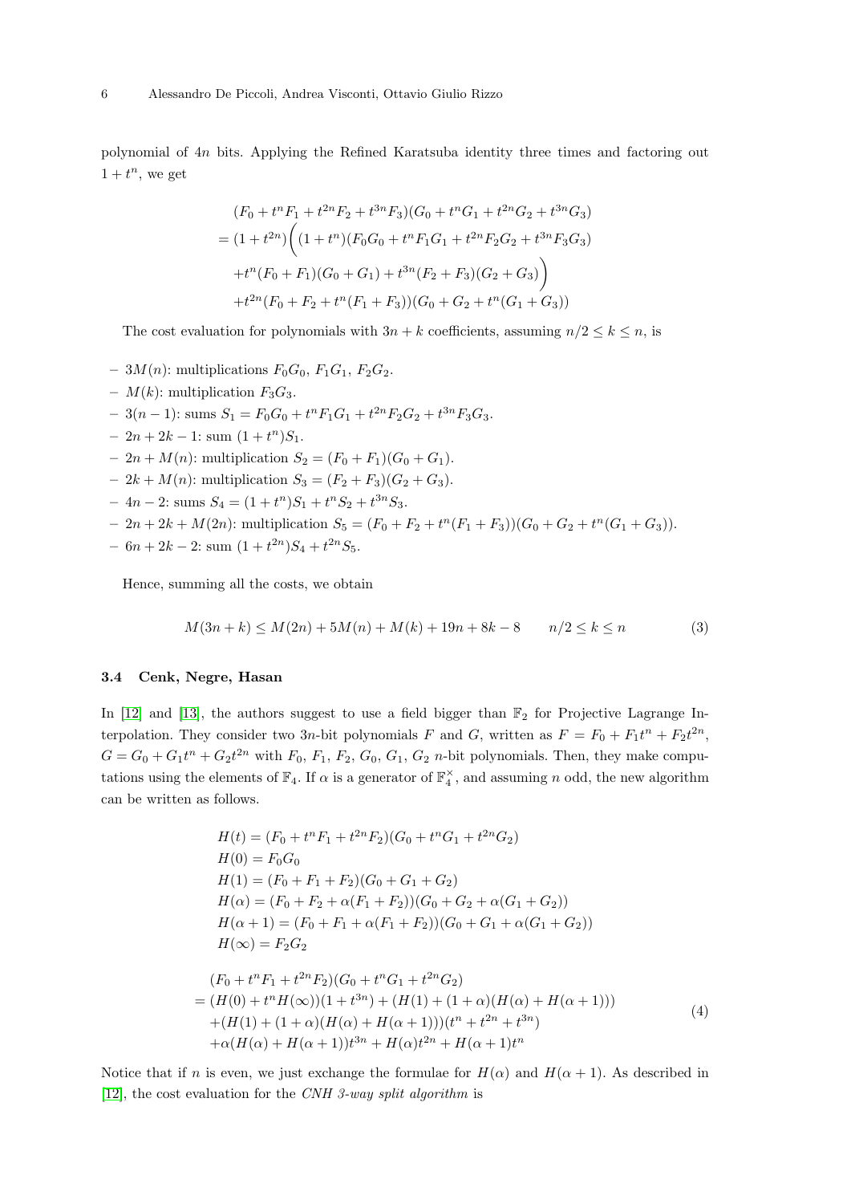polynomial of $4n$ bits. Applying the Refined Karatsuba identity three times and factoring out $1 + t^n$, we get

$$
\begin{aligned}
&(F_0 + t^n F_1 + t^{2n} F_2 + t^{3n} F_3)(G_0 + t^n G_1 + t^{2n} G_2 + t^{3n} G_3) \\
&= (1 + t^{2n})\Big((1 + t^n)(F_0 G_0 + t^n F_1 G_1 + t^{2n} F_2 G_2 + t^{3n} F_3 G_3) \\
&\quad + t^n (F_0 + F_1)(G_0 + G_1) + t^{3n}(F_2 + F_3)(G_2 + G_3)\Big) \\
&\quad + t^{2n}(F_0 + F_2 + t^n(F_1 + F_3))(G_0 + G_2 + t^n(G_1 + G_3))
\end{aligned}
$$

The cost evaluation for polynomials with $3n + k$ coefficients, assuming $n/2 \leq k \leq n$, is

- $3M(n)$: multiplications $F_0G_0$, $F_1G_1$, $F_2G_2$.
- $M(k)$: multiplication $F_3G_3$.
- $3(n-1)$: sums $S_1 = F_0G_0 + t^nF_1G_1 + t^{2n}F_2G_2 + t^{3n}F_3G_3$.
- $2n + 2k - 1$: sum $(1 + t^n)S_1$.
- $2n + M(n)$: multiplication $S_2 = (F_0 + F_1)(G_0 + G_1)$.
- $2k + M(n)$: multiplication $S_3 = (F_2 + F_3)(G_2 + G_3)$.
- $4n - 2$: sums $S_4 = (1 + t^n)S_1 + t^nS_2 + t^{3n}S_3$.
- $2n + 2k + M(2n)$: multiplication $S_5 = (F_0 + F_2 + t^n(F_1 + F_3))(G_0 + G_2 + t^n(G_1 + G_3))$.
- $6n + 2k - 2$: sum $(1 + t^{2n})S_4 + t^{2n}S_5$.

Hence, summing all the costs, we obtain

$$
M(3n + k) \leq M(2n) + 5M(n) + M(k) + 19n + 8k - 8 \qquad n/2 \leq k \leq n \tag{3}
$$

### 3.4 Cenk, Negre, Hasan

In [12] and [13], the authors suggest to use a field bigger than $\mathbb{F}_2$ for Projective Lagrange Interpolation. They consider two $3n$-bit polynomials $F$ and $G$, written as $F = F_0 + F_1t^n + F_2t^{2n}$, $G = G_0 + G_1t^n + G_2t^{2n}$ with $F_0$, $F_1$, $F_2$, $G_0$, $G_1$, $G_2$ $n$-bit polynomials. Then, they make computations using the elements of $\mathbb{F}_4$. If $\alpha$ is a generator of $\mathbb{F}_4^{\times}$, and assuming $n$ odd, the new algorithm can be written as follows.

$$
\begin{aligned}
H(t) &= (F_0 + t^n F_1 + t^{2n} F_2)(G_0 + t^n G_1 + t^{2n} G_2) \\
H(0) &= F_0 G_0 \\
H(1) &= (F_0 + F_1 + F_2)(G_0 + G_1 + G_2) \\
H(\alpha) &= (F_0 + F_2 + \alpha(F_1 + F_2))(G_0 + G_2 + \alpha(G_1 + G_2)) \\
H(\alpha + 1) &= (F_0 + F_1 + \alpha(F_1 + F_2))(G_0 + G_1 + \alpha(G_1 + G_2)) \\
H(\infty) &= F_2 G_2
\end{aligned}
$$

$$
\begin{aligned}
&(F_0 + t^n F_1 + t^{2n} F_2)(G_0 + t^n G_1 + t^{2n} G_2) \\
&= (H(0) + t^n H(\infty))(1 + t^{3n}) + (H(1) + (1 + \alpha)(H(\alpha) + H(\alpha + 1))) \\
&\quad + (H(1) + (1 + \alpha)(H(\alpha) + H(\alpha + 1)))(t^n + t^{2n} + t^{3n}) \\
&\quad + \alpha(H(\alpha) + H(\alpha + 1))t^{3n} + H(\alpha)t^{2n} + H(\alpha + 1)t^n
\end{aligned} \tag{4}
$$

Notice that if $n$ is even, we just exchange the formulae for $H(\alpha)$ and $H(\alpha + 1)$. As described in [12], the cost evaluation for the *CNH 3-way split algorithm* is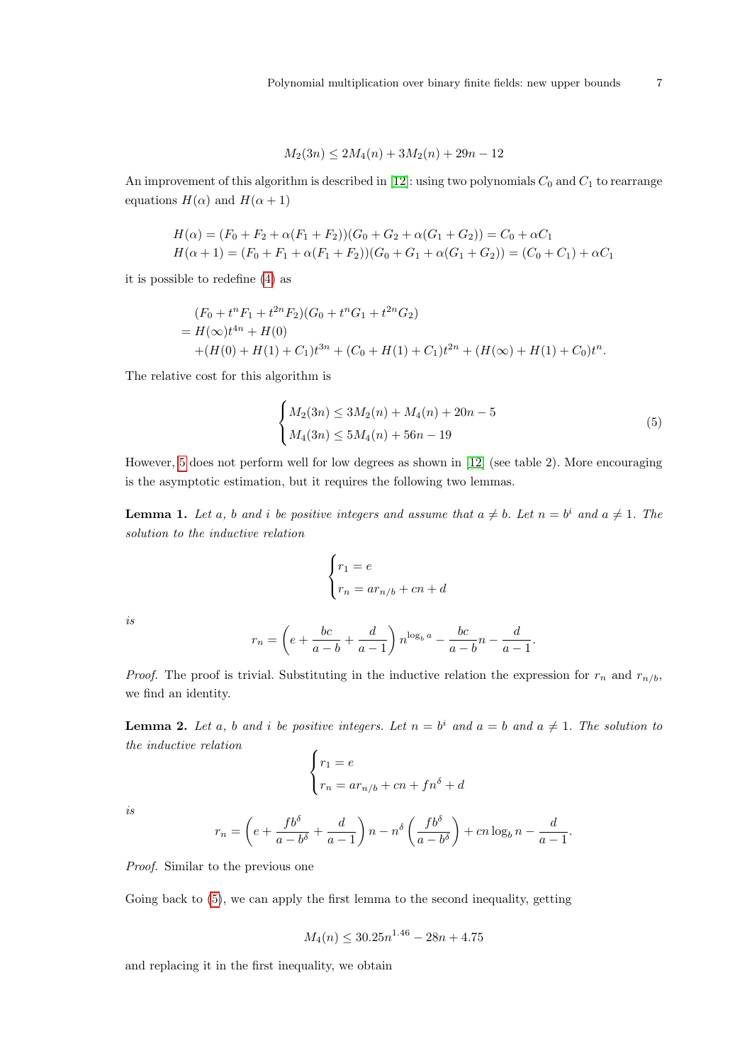$$M_2(3n) \leq 2M_4(n) + 3M_2(n) + 29n - 12$$

An improvement of this algorithm is described in [12]: using two polynomials $C_0$ and $C_1$ to rearrange equations $H(\alpha)$ and $H(\alpha + 1)$

$$H(\alpha) = (F_0 + F_2 + \alpha(F_1 + F_2))(G_0 + G_2 + \alpha(G_1 + G_2)) = C_0 + \alpha C_1$$
$$H(\alpha + 1) = (F_0 + F_1 + \alpha(F_1 + F_2))(G_0 + G_1 + \alpha(G_1 + G_2)) = (C_0 + C_1) + \alpha C_1$$

it is possible to redefine (4) as

$$\begin{aligned}
&(F_0 + t^n F_1 + t^{2n} F_2)(G_0 + t^n G_1 + t^{2n} G_2) \\
&= H(\infty)t^{4n} + H(0) \\
&\quad + (H(0) + H(1) + C_1)t^{3n} + (C_0 + H(1) + C_1)t^{2n} + (H(\infty) + H(1) + C_0)t^n.
\end{aligned}$$

The relative cost for this algorithm is

$$\begin{cases} M_2(3n) \leq 3M_2(n) + M_4(n) + 20n - 5 \\ M_4(3n) \leq 5M_4(n) + 56n - 19 \end{cases} \tag{5}$$

However, 5 does not perform well for low degrees as shown in [12] (see table 2). More encouraging is the asymptotic estimation, but it requires the following two lemmas.

**Lemma 1.** *Let $a$, $b$ and $i$ be positive integers and assume that $a \neq b$. Let $n = b^i$ and $a \neq 1$. The solution to the inductive relation*

$$\begin{cases} r_1 = e \\ r_n = a r_{n/b} + cn + d \end{cases}$$

*is*

$$r_n = \left(e + \frac{bc}{a-b} + \frac{d}{a-1}\right) n^{\log_b a} - \frac{bc}{a-b} n - \frac{d}{a-1}.$$

*Proof.* The proof is trivial. Substituting in the inductive relation the expression for $r_n$ and $r_{n/b}$, we find an identity.

**Lemma 2.** *Let $a$, $b$ and $i$ be positive integers. Let $n = b^i$ and $a = b$ and $a \neq 1$. The solution to the inductive relation*

$$\begin{cases} r_1 = e \\ r_n = a r_{n/b} + cn + f n^{\delta} + d \end{cases}$$

*is*

$$r_n = \left(e + \frac{f b^{\delta}}{a - b^{\delta}} + \frac{d}{a-1}\right) n - n^{\delta}\left(\frac{f b^{\delta}}{a - b^{\delta}}\right) + cn \log_b n - \frac{d}{a-1}.$$

*Proof.* Similar to the previous one

Going back to (5), we can apply the first lemma to the second inequality, getting

$$M_4(n) \leq 30.25 n^{1.46} - 28n + 4.75$$

and replacing it in the first inequality, we obtain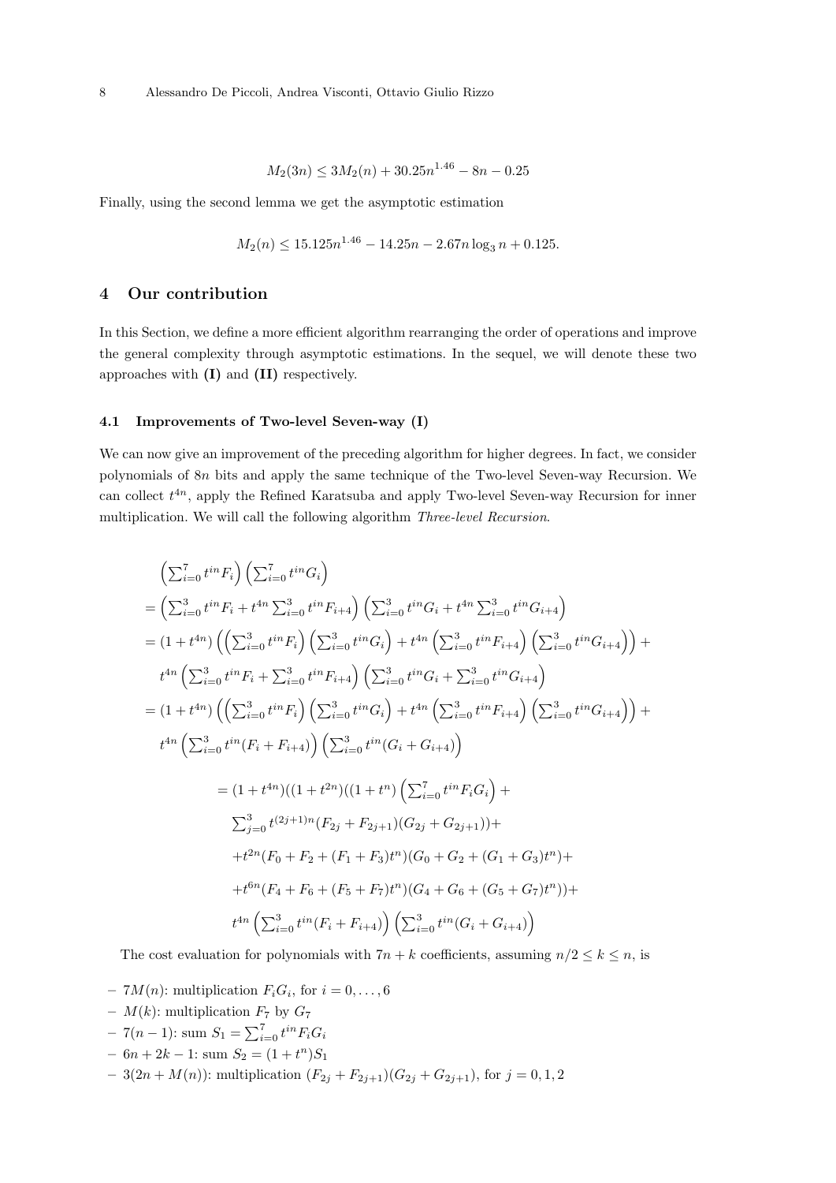$$M_2(3n) \leq 3M_2(n) + 30.25n^{1.46} - 8n - 0.25$$

Finally, using the second lemma we get the asymptotic estimation

$$M_2(n) \leq 15.125n^{1.46} - 14.25n - 2.67n\log_3 n + 0.125.$$

## 4 Our contribution

In this Section, we define a more efficient algorithm rearranging the order of operations and improve the general complexity through asymptotic estimations. In the sequel, we will denote these two approaches with **(I)** and **(II)** respectively.

### 4.1 Improvements of Two-level Seven-way (I)

We can now give an improvement of the preceding algorithm for higher degrees. In fact, we consider polynomials of $8n$ bits and apply the same technique of the Two-level Seven-way Recursion. We can collect $t^{4n}$, apply the Refined Karatsuba and apply Two-level Seven-way Recursion for inner multiplication. We will call the following algorithm *Three-level Recursion*.

$$
\begin{aligned}
&\left(\sum_{i=0}^{7} t^{in}F_i\right)\left(\sum_{i=0}^{7} t^{in}G_i\right) \\
&= \left(\sum_{i=0}^{3} t^{in}F_i + t^{4n}\sum_{i=0}^{3} t^{in}F_{i+4}\right)\left(\sum_{i=0}^{3} t^{in}G_i + t^{4n}\sum_{i=0}^{3} t^{in}G_{i+4}\right) \\
&= (1+t^{4n})\left(\left(\sum_{i=0}^{3} t^{in}F_i\right)\left(\sum_{i=0}^{3} t^{in}G_i\right) + t^{4n}\left(\sum_{i=0}^{3} t^{in}F_{i+4}\right)\left(\sum_{i=0}^{3} t^{in}G_{i+4}\right)\right) + \\
&\quad t^{4n}\left(\sum_{i=0}^{3} t^{in}F_i + \sum_{i=0}^{3} t^{in}F_{i+4}\right)\left(\sum_{i=0}^{3} t^{in}G_i + \sum_{i=0}^{3} t^{in}G_{i+4}\right) \\
&= (1+t^{4n})\left(\left(\sum_{i=0}^{3} t^{in}F_i\right)\left(\sum_{i=0}^{3} t^{in}G_i\right) + t^{4n}\left(\sum_{i=0}^{3} t^{in}F_{i+4}\right)\left(\sum_{i=0}^{3} t^{in}G_{i+4}\right)\right) + \\
&\quad t^{4n}\left(\sum_{i=0}^{3} t^{in}(F_i + F_{i+4})\right)\left(\sum_{i=0}^{3} t^{in}(G_i + G_{i+4})\right)
\end{aligned}
$$

$$
\begin{aligned}
&= (1+t^{4n})((1+t^{2n})((1+t^{n})\left(\sum_{i=0}^{7} t^{in}F_iG_i\right) + \\
&\quad \sum_{j=0}^{3} t^{(2j+1)n}(F_{2j}+F_{2j+1})(G_{2j}+G_{2j+1})) + \\
&\quad + t^{2n}(F_0+F_2+(F_1+F_3)t^n)(G_0+G_2+(G_1+G_3)t^n) + \\
&\quad + t^{6n}(F_4+F_6+(F_5+F_7)t^n)(G_4+G_6+(G_5+G_7)t^n)) + \\
&\quad t^{4n}\left(\sum_{i=0}^{3} t^{in}(F_i+F_{i+4})\right)\left(\sum_{i=0}^{3} t^{in}(G_i+G_{i+4})\right)
\end{aligned}
$$

The cost evaluation for polynomials with $7n + k$ coefficients, assuming $n/2 \leq k \leq n$, is

- $7M(n)$: multiplication $F_iG_i$, for $i = 0, \ldots, 6$
- $M(k)$: multiplication $F_7$ by $G_7$
- $7(n-1)$: sum $S_1 = \sum_{i=0}^{7} t^{in}F_iG_i$
- $6n + 2k - 1$: sum $S_2 = (1+t^n)S_1$
- $3(2n + M(n))$: multiplication $(F_{2j} + F_{2j+1})(G_{2j} + G_{2j+1})$, for $j = 0, 1, 2$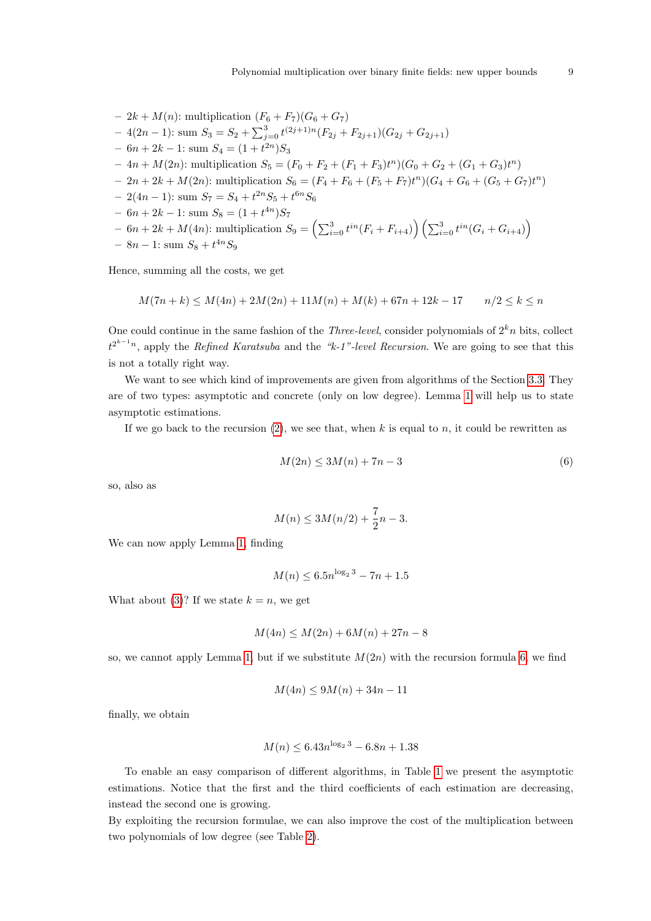- $2k + M(n)$: multiplication $(F_6 + F_7)(G_6 + G_7)$
- $4(2n-1)$: sum $S_3 = S_2 + \sum_{j=0}^{3} t^{(2j+1)n}(F_{2j} + F_{2j+1})(G_{2j} + G_{2j+1})$
- $6n + 2k - 1$: sum $S_4 = (1 + t^{2n})S_3$
- $4n + M(2n)$: multiplication $S_5 = (F_0 + F_2 + (F_1 + F_3)t^n)(G_0 + G_2 + (G_1 + G_3)t^n)$
- $2n + 2k + M(2n)$: multiplication $S_6 = (F_4 + F_6 + (F_5 + F_7)t^n)(G_4 + G_6 + (G_5 + G_7)t^n)$
- $2(4n-1)$: sum $S_7 = S_4 + t^{2n}S_5 + t^{6n}S_6$
- $6n + 2k - 1$: sum $S_8 = (1 + t^{4n})S_7$
- $6n + 2k + M(4n)$: multiplication $S_9 = \left(\sum_{i=0}^{3} t^{in}(F_i + F_{i+4})\right)\left(\sum_{i=0}^{3} t^{in}(G_i + G_{i+4})\right)$
- $8n - 1$: sum $S_8 + t^{4n}S_9$

Hence, summing all the costs, we get

$$M(7n + k) \leq M(4n) + 2M(2n) + 11M(n) + M(k) + 67n + 12k - 17 \qquad n/2 \leq k \leq n$$

One could continue in the same fashion of the *Three-level*, consider polynomials of $2^k n$ bits, collect $t^{2^{k-1}n}$, apply the *Refined Karatsuba* and the *"k-1"-level Recursion*. We are going to see that this is not a totally right way.

We want to see which kind of improvements are given from algorithms of the Section 3.3. They are of two types: asymptotic and concrete (only on low degree). Lemma 1 will help us to state asymptotic estimations.

If we go back to the recursion (2), we see that, when $k$ is equal to $n$, it could be rewritten as

$$M(2n) \leq 3M(n) + 7n - 3 \tag{6}$$

so, also as

$$M(n) \leq 3M(n/2) + \frac{7}{2}n - 3.$$

We can now apply Lemma 1, finding

$$M(n) \leq 6.5n^{\log_2 3} - 7n + 1.5$$

What about (3)? If we state $k = n$, we get

$$M(4n) \leq M(2n) + 6M(n) + 27n - 8$$

so, we cannot apply Lemma 1, but if we substitute $M(2n)$ with the recursion formula 6, we find

$$M(4n) \leq 9M(n) + 34n - 11$$

finally, we obtain

$$M(n) \leq 6.43n^{\log_2 3} - 6.8n + 1.38$$

To enable an easy comparison of different algorithms, in Table 1 we present the asymptotic estimations. Notice that the first and the third coefficients of each estimation are decreasing, instead the second one is growing.

By exploiting the recursion formulae, we can also improve the cost of the multiplication between two polynomials of low degree (see Table 2).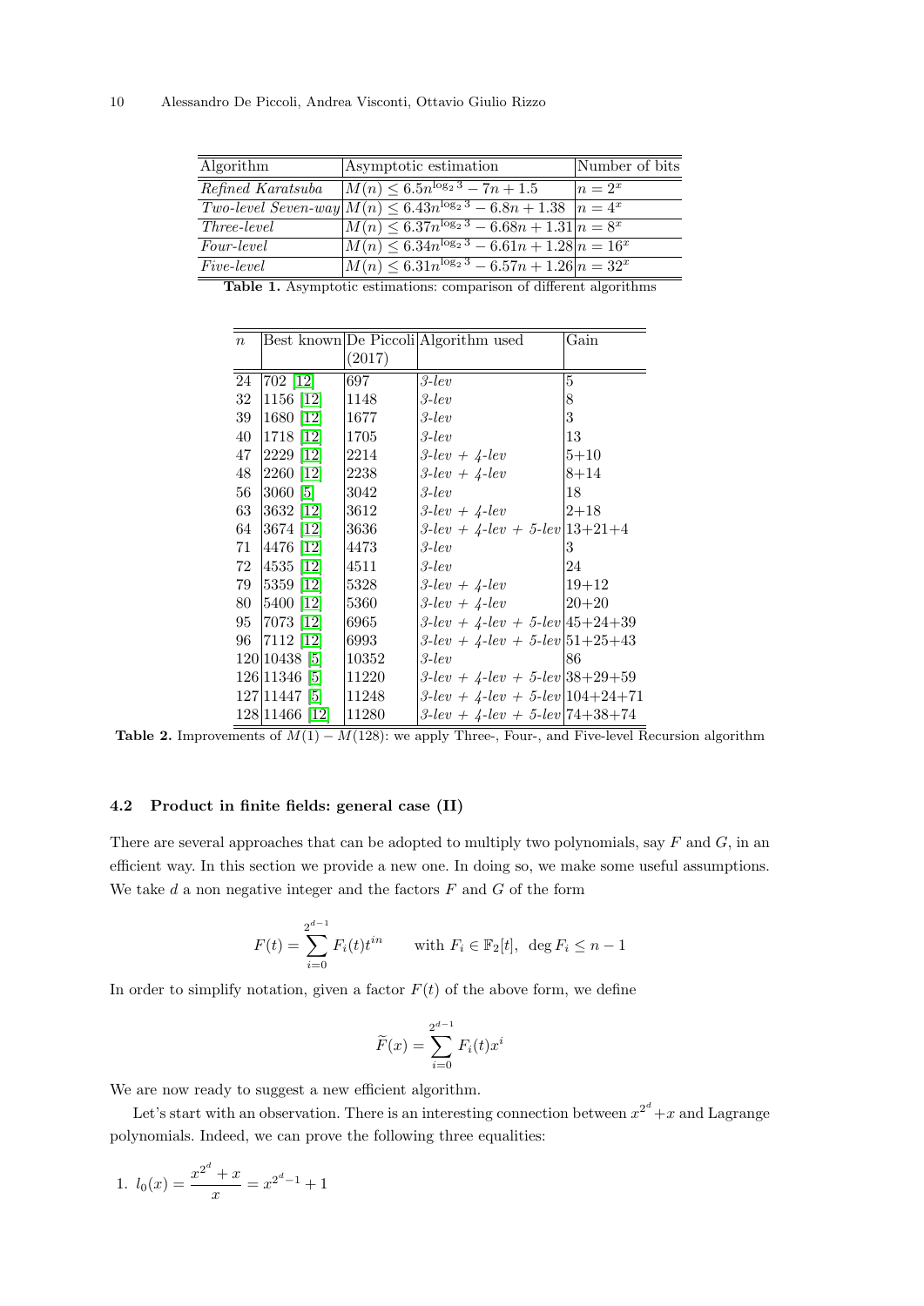| Algorithm | Asymptotic estimation | Number of bits |
|---|---|---|
| *Refined Karatsuba* | $M(n) \leq 6.5n^{\log_2 3} - 7n + 1.5$ | $n = 2^x$ |
| *Two-level Seven-way* | $M(n) \leq 6.43n^{\log_2 3} - 6.8n + 1.38$ | $n = 4^x$ |
| *Three-level* | $M(n) \leq 6.37n^{\log_2 3} - 6.68n + 1.31$ | $n = 8^x$ |
| *Four-level* | $M(n) \leq 6.34n^{\log_2 3} - 6.61n + 1.28$ | $n = 16^x$ |
| *Five-level* | $M(n) \leq 6.31n^{\log_2 3} - 6.57n + 1.26$ | $n = 32^x$ |

**Table 1.** Asymptotic estimations: comparison of different algorithms

| $n$ | Best known | De Piccoli (2017) | Algorithm used | Gain |
|---|---|---|---|---|
| 24 | 702 [12] | 697 | *3-lev* | 5 |
| 32 | 1156 [12] | 1148 | *3-lev* | 8 |
| 39 | 1680 [12] | 1677 | *3-lev* | 3 |
| 40 | 1718 [12] | 1705 | *3-lev* | 13 |
| 47 | 2229 [12] | 2214 | *3-lev + 4-lev* | 5+10 |
| 48 | 2260 [12] | 2238 | *3-lev + 4-lev* | 8+14 |
| 56 | 3060 [5] | 3042 | *3-lev* | 18 |
| 63 | 3632 [12] | 3612 | *3-lev + 4-lev* | 2+18 |
| 64 | 3674 [12] | 3636 | *3-lev + 4-lev + 5-lev* | 13+21+4 |
| 71 | 4476 [12] | 4473 | *3-lev* | 3 |
| 72 | 4535 [12] | 4511 | *3-lev* | 24 |
| 79 | 5359 [12] | 5328 | *3-lev + 4-lev* | 19+12 |
| 80 | 5400 [12] | 5360 | *3-lev + 4-lev* | 20+20 |
| 95 | 7073 [12] | 6965 | *3-lev + 4-lev + 5-lev* | 45+24+39 |
| 96 | 7112 [12] | 6993 | *3-lev + 4-lev + 5-lev* | 51+25+43 |
| 120 | 10438 [5] | 10352 | *3-lev* | 86 |
| 126 | 11346 [5] | 11220 | *3-lev + 4-lev + 5-lev* | 38+29+59 |
| 127 | 11447 [5] | 11248 | *3-lev + 4-lev + 5-lev* | 104+24+71 |
| 128 | 11466 [12] | 11280 | *3-lev + 4-lev + 5-lev* | 74+38+74 |

**Table 2.** Improvements of $M(1) - M(128)$: we apply Three-, Four-, and Five-level Recursion algorithm

### 4.2 Product in finite fields: general case (II)

There are several approaches that can be adopted to multiply two polynomials, say $F$ and $G$, in an efficient way. In this section we provide a new one. In doing so, we make some useful assumptions. We take $d$ a non negative integer and the factors $F$ and $G$ of the form

$$F(t) = \sum_{i=0}^{2^{d-1}} F_i(t)t^{in} \qquad \text{with } F_i \in \mathbb{F}_2[t],\ \deg F_i \leq n-1$$

In order to simplify notation, given a factor $F(t)$ of the above form, we define

$$\widetilde{F}(x) = \sum_{i=0}^{2^{d-1}} F_i(t)x^i$$

We are now ready to suggest a new efficient algorithm.

Let's start with an observation. There is an interesting connection between $x^{2^d} + x$ and Lagrange polynomials. Indeed, we can prove the following three equalities:

1. $l_0(x) = \dfrac{x^{2^d} + x}{x} = x^{2^d - 1} + 1$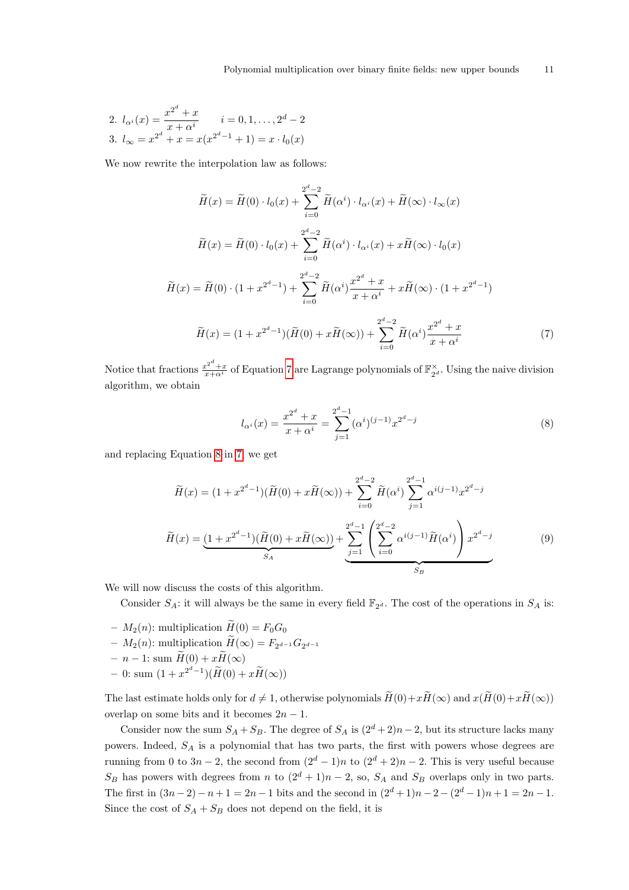2. $l_{\alpha^i}(x) = \dfrac{x^{2^d} + x}{x + \alpha^i} \qquad i = 0, 1, \ldots, 2^d - 2$
3. $l_\infty = x^{2^d} + x = x(x^{2^d-1} + 1) = x \cdot l_0(x)$

We now rewrite the interpolation law as follows:

$$\widetilde{H}(x) = \widetilde{H}(0) \cdot l_0(x) + \sum_{i=0}^{2^d-2} \widetilde{H}(\alpha^i) \cdot l_{\alpha^i}(x) + \widetilde{H}(\infty) \cdot l_\infty(x)$$

$$\widetilde{H}(x) = \widetilde{H}(0) \cdot l_0(x) + \sum_{i=0}^{2^d-2} \widetilde{H}(\alpha^i) \cdot l_{\alpha^i}(x) + x\widetilde{H}(\infty) \cdot l_0(x)$$

$$\widetilde{H}(x) = \widetilde{H}(0) \cdot (1 + x^{2^d-1}) + \sum_{i=0}^{2^d-2} \widetilde{H}(\alpha^i) \frac{x^{2^d} + x}{x + \alpha^i} + x\widetilde{H}(\infty) \cdot (1 + x^{2^d-1})$$

$$\widetilde{H}(x) = (1 + x^{2^d-1})(\widetilde{H}(0) + x\widetilde{H}(\infty)) + \sum_{i=0}^{2^d-2} \widetilde{H}(\alpha^i) \frac{x^{2^d} + x}{x + \alpha^i} \tag{7}$$

Notice that fractions $\frac{x^{2^d}+x}{x+\alpha^i}$ of Equation 7 are Lagrange polynomials of $\mathbb{F}_{2^d}^\times$. Using the naive division algorithm, we obtain

$$l_{\alpha^i}(x) = \frac{x^{2^d} + x}{x + \alpha^i} = \sum_{j=1}^{2^d-1} (\alpha^i)^{(j-1)} x^{2^d-j} \tag{8}$$

and replacing Equation 8 in 7, we get

$$\widetilde{H}(x) = (1 + x^{2^d-1})(\widetilde{H}(0) + x\widetilde{H}(\infty)) + \sum_{i=0}^{2^d-2} \widetilde{H}(\alpha^i) \sum_{j=1}^{2^d-1} \alpha^{i(j-1)} x^{2^d-j}$$

$$\widetilde{H}(x) = \underbrace{(1 + x^{2^d-1})(\widetilde{H}(0) + x\widetilde{H}(\infty))}_{S_A} + \underbrace{\sum_{j=1}^{2^d-1} \left( \sum_{i=0}^{2^d-2} \alpha^{i(j-1)} \widetilde{H}(\alpha^i) \right) x^{2^d-j}}_{S_B} \tag{9}$$

We will now discuss the costs of this algorithm.

Consider $S_A$: it will always be the same in every field $\mathbb{F}_{2^d}$. The cost of the operations in $S_A$ is:

- $M_2(n)$: multiplication $\widetilde{H}(0) = F_0 G_0$
- $M_2(n)$: multiplication $\widetilde{H}(\infty) = F_{2^d-1} G_{2^d-1}$
- $n - 1$: sum $\widetilde{H}(0) + x\widetilde{H}(\infty)$
- 0: sum $(1 + x^{2^d-1})(\widetilde{H}(0) + x\widetilde{H}(\infty))$

The last estimate holds only for $d \neq 1$, otherwise polynomials $\widetilde{H}(0) + x\widetilde{H}(\infty)$ and $x(\widetilde{H}(0) + x\widetilde{H}(\infty))$ overlap on some bits and it becomes $2n - 1$.

Consider now the sum $S_A + S_B$. The degree of $S_A$ is $(2^d + 2)n - 2$, but its structure lacks many powers. Indeed, $S_A$ is a polynomial that has two parts, the first with powers whose degrees are running from 0 to $3n - 2$, the second from $(2^d - 1)n$ to $(2^d + 2)n - 2$. This is very useful because $S_B$ has powers with degrees from $n$ to $(2^d + 1)n - 2$, so, $S_A$ and $S_B$ overlaps only in two parts. The first in $(3n - 2) - n + 1 = 2n - 1$ bits and the second in $(2^d + 1)n - 2 - (2^d - 1)n + 1 = 2n - 1$. Since the cost of $S_A + S_B$ does not depend on the field, it is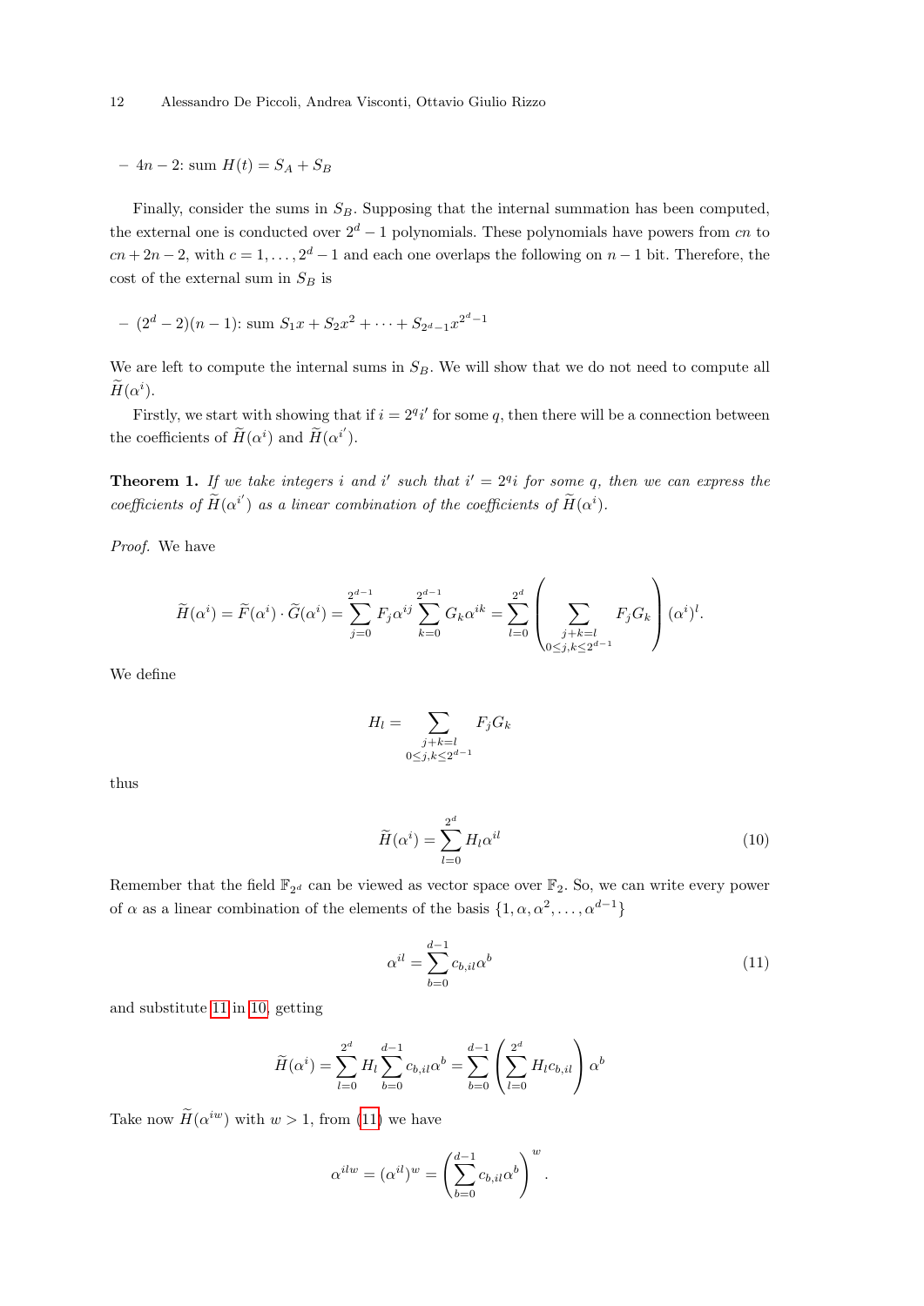– $4n-2$: sum $H(t) = S_A + S_B$

Finally, consider the sums in $S_B$. Supposing that the internal summation has been computed, the external one is conducted over $2^d - 1$ polynomials. These polynomials have powers from $cn$ to $cn + 2n - 2$, with $c = 1, \dots, 2^d - 1$ and each one overlaps the following on $n-1$ bit. Therefore, the cost of the external sum in $S_B$ is

– $(2^d - 2)(n-1)$: sum $S_1 x + S_2 x^2 + \dots + S_{2^d-1} x^{2^d-1}$

We are left to compute the internal sums in $S_B$. We will show that we do not need to compute all $\widetilde{H}(\alpha^i)$.

Firstly, we start with showing that if $i = 2^q i'$ for some $q$, then there will be a connection between the coefficients of $\widetilde{H}(\alpha^i)$ and $\widetilde{H}(\alpha^{i'})$.

**Theorem 1.** *If we take integers $i$ and $i'$ such that $i' = 2^q i$ for some $q$, then we can express the coefficients of $\widetilde{H}(\alpha^{i'})$ as a linear combination of the coefficients of $\widetilde{H}(\alpha^i)$.*

*Proof.* We have

$$\widetilde{H}(\alpha^i) = \widetilde{F}(\alpha^i) \cdot \widetilde{G}(\alpha^i) = \sum_{j=0}^{2^{d-1}} F_j \alpha^{ij} \sum_{k=0}^{2^{d-1}} G_k \alpha^{ik} = \sum_{l=0}^{2^d} \left( \sum_{\substack{j+k=l \\ 0 \leq j,k \leq 2^{d-1}}} F_j G_k \right) (\alpha^i)^l.$$

We define

$$H_l = \sum_{\substack{j+k=l \\ 0 \leq j,k \leq 2^{d-1}}} F_j G_k$$

thus

$$\widetilde{H}(\alpha^i) = \sum_{l=0}^{2^d} H_l \alpha^{il} \tag{10}$$

Remember that the field $\mathbb{F}_{2^d}$ can be viewed as vector space over $\mathbb{F}_2$. So, we can write every power of $\alpha$ as a linear combination of the elements of the basis $\{1, \alpha, \alpha^2, \dots, \alpha^{d-1}\}$

$$\alpha^{il} = \sum_{b=0}^{d-1} c_{b,il} \alpha^b \tag{11}$$

and substitute 11 in 10, getting

$$\widetilde{H}(\alpha^i) = \sum_{l=0}^{2^d} H_l \sum_{b=0}^{d-1} c_{b,il} \alpha^b = \sum_{b=0}^{d-1} \left( \sum_{l=0}^{2^d} H_l c_{b,il} \right) \alpha^b$$

Take now $\widetilde{H}(\alpha^{iw})$ with $w > 1$, from (11) we have

$$\alpha^{ilw} = (\alpha^{il})^w = \left( \sum_{b=0}^{d-1} c_{b,il} \alpha^b \right)^w.$$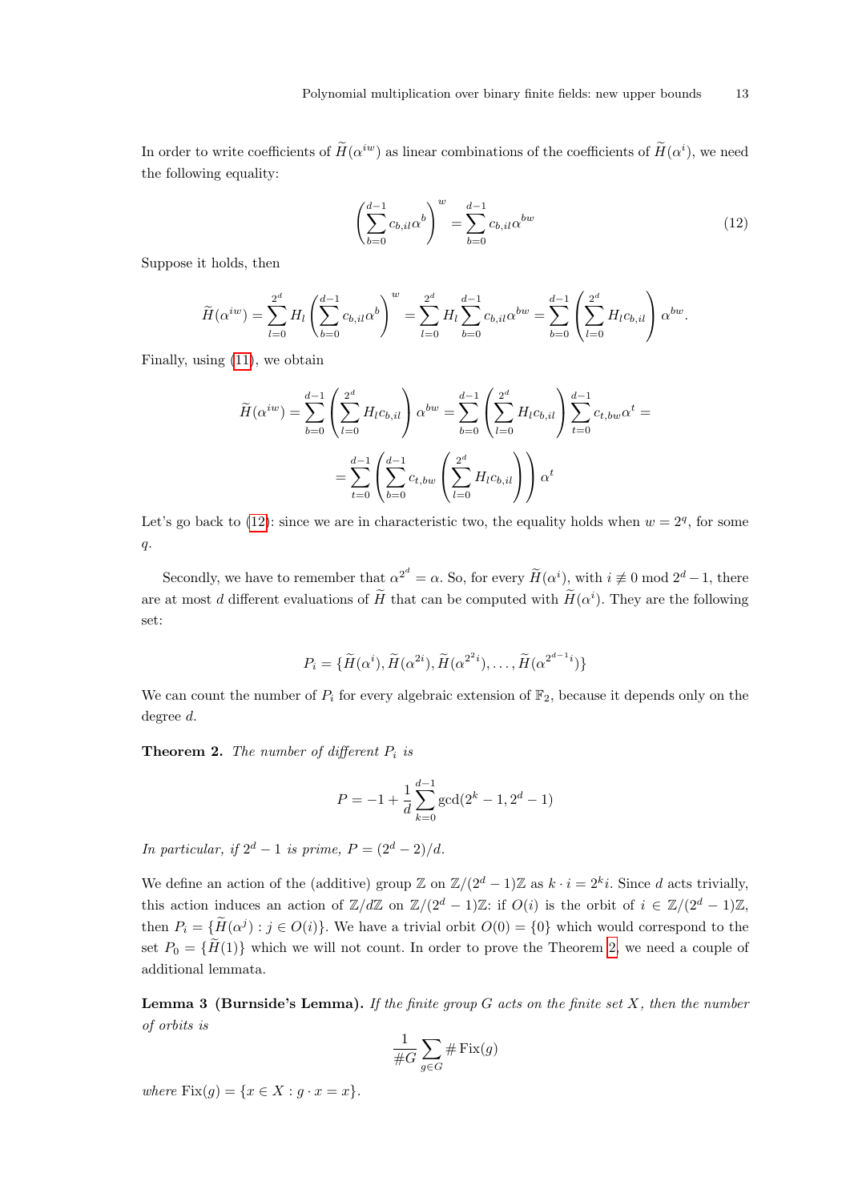In order to write coefficients of $\widetilde{H}(\alpha^{iw})$ as linear combinations of the coefficients of $\widetilde{H}(\alpha^i)$, we need the following equality:

$$\left(\sum_{b=0}^{d-1} c_{b,il}\alpha^b\right)^w = \sum_{b=0}^{d-1} c_{b,il}\alpha^{bw} \tag{12}$$

Suppose it holds, then

$$\widetilde{H}(\alpha^{iw}) = \sum_{l=0}^{2^d} H_l \left(\sum_{b=0}^{d-1} c_{b,il}\alpha^b\right)^w = \sum_{l=0}^{2^d} H_l \sum_{b=0}^{d-1} c_{b,il}\alpha^{bw} = \sum_{b=0}^{d-1}\left(\sum_{l=0}^{2^d} H_l c_{b,il}\right)\alpha^{bw}.$$

Finally, using (11), we obtain

$$\widetilde{H}(\alpha^{iw}) = \sum_{b=0}^{d-1}\left(\sum_{l=0}^{2^d} H_l c_{b,il}\right)\alpha^{bw} = \sum_{b=0}^{d-1}\left(\sum_{l=0}^{2^d} H_l c_{b,il}\right)\sum_{t=0}^{d-1} c_{t,bw}\alpha^t =$$

$$= \sum_{t=0}^{d-1}\left(\sum_{b=0}^{d-1} c_{t,bw}\left(\sum_{l=0}^{2^d} H_l c_{b,il}\right)\right)\alpha^t$$

Let's go back to (12): since we are in characteristic two, the equality holds when $w = 2^q$, for some $q$.

Secondly, we have to remember that $\alpha^{2^d} = \alpha$. So, for every $\widetilde{H}(\alpha^i)$, with $i \not\equiv 0 \bmod 2^d - 1$, there are at most $d$ different evaluations of $\widetilde{H}$ that can be computed with $\widetilde{H}(\alpha^i)$. They are the following set:

$$P_i = \{\widetilde{H}(\alpha^i), \widetilde{H}(\alpha^{2i}), \widetilde{H}(\alpha^{2^2 i}), \ldots, \widetilde{H}(\alpha^{2^{d-1}i})\}$$

We can count the number of $P_i$ for every algebraic extension of $\mathbb{F}_2$, because it depends only on the degree $d$.

**Theorem 2.** *The number of different $P_i$ is*

$$P = -1 + \frac{1}{d}\sum_{k=0}^{d-1} \gcd(2^k - 1, 2^d - 1)$$

*In particular, if $2^d - 1$ is prime, $P = (2^d - 2)/d$.*

We define an action of the (additive) group $\mathbb{Z}$ on $\mathbb{Z}/(2^d-1)\mathbb{Z}$ as $k \cdot i = 2^k i$. Since $d$ acts trivially, this action induces an action of $\mathbb{Z}/d\mathbb{Z}$ on $\mathbb{Z}/(2^d-1)\mathbb{Z}$: if $O(i)$ is the orbit of $i \in \mathbb{Z}/(2^d-1)\mathbb{Z}$, then $P_i = \{\widetilde{H}(\alpha^j) : j \in O(i)\}$. We have a trivial orbit $O(0) = \{0\}$ which would correspond to the set $P_0 = \{\widetilde{H}(1)\}$ which we will not count. In order to prove the Theorem 2, we need a couple of additional lemmata.

**Lemma 3 (Burnside's Lemma).** *If the finite group $G$ acts on the finite set $X$, then the number of orbits is*

$$\frac{1}{\#G}\sum_{g\in G} \#\,\mathrm{Fix}(g)$$

*where $\mathrm{Fix}(g) = \{x \in X : g \cdot x = x\}$.*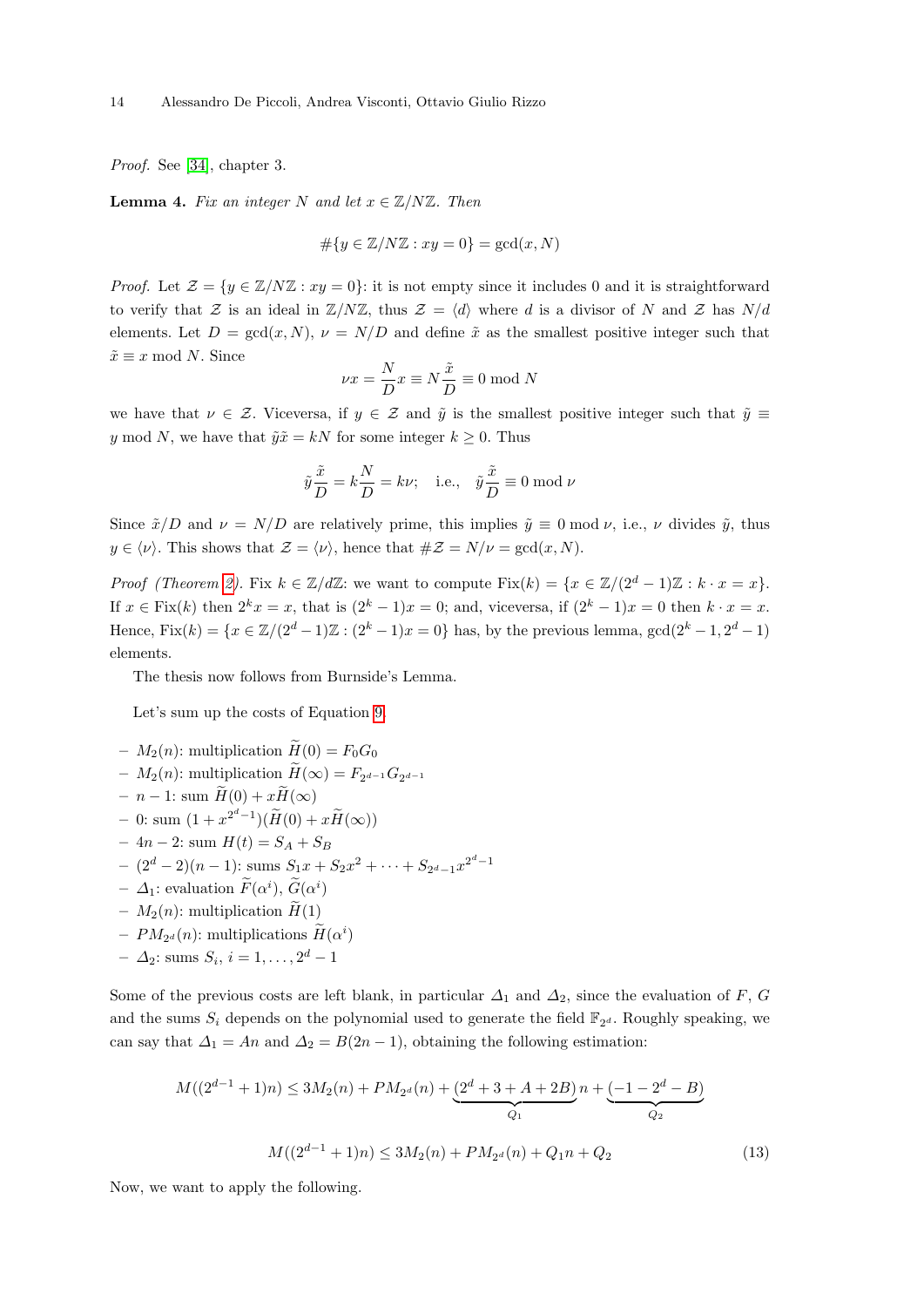*Proof.* See [34], chapter 3.

**Lemma 4.** *Fix an integer $N$ and let $x \in \mathbb{Z}/N\mathbb{Z}$. Then*

$$\#\{y \in \mathbb{Z}/N\mathbb{Z} : xy = 0\} = \gcd(x, N)$$

*Proof.* Let $\mathcal{Z} = \{y \in \mathbb{Z}/N\mathbb{Z} : xy = 0\}$: it is not empty since it includes 0 and it is straightforward to verify that $\mathcal{Z}$ is an ideal in $\mathbb{Z}/N\mathbb{Z}$, thus $\mathcal{Z} = \langle d \rangle$ where $d$ is a divisor of $N$ and $\mathcal{Z}$ has $N/d$ elements. Let $D = \gcd(x, N)$, $\nu = N/D$ and define $\tilde{x}$ as the smallest positive integer such that $\tilde{x} \equiv x \bmod N$. Since

$$\nu x = \frac{N}{D} x \equiv N \frac{\tilde{x}}{D} \equiv 0 \bmod N$$

we have that $\nu \in \mathcal{Z}$. Viceversa, if $y \in \mathcal{Z}$ and $\tilde{y}$ is the smallest positive integer such that $\tilde{y} \equiv y \bmod N$, we have that $\tilde{y}\tilde{x} = kN$ for some integer $k \geq 0$. Thus

$$\tilde{y} \frac{\tilde{x}}{D} = k \frac{N}{D} = k\nu; \quad \text{i.e.,} \quad \tilde{y} \frac{\tilde{x}}{D} \equiv 0 \bmod \nu$$

Since $\tilde{x}/D$ and $\nu = N/D$ are relatively prime, this implies $\tilde{y} \equiv 0 \bmod \nu$, i.e., $\nu$ divides $\tilde{y}$, thus $y \in \langle \nu \rangle$. This shows that $\mathcal{Z} = \langle \nu \rangle$, hence that $\#\mathcal{Z} = N/\nu = \gcd(x, N)$.

*Proof (Theorem 2).* Fix $k \in \mathbb{Z}/d\mathbb{Z}$: we want to compute $\text{Fix}(k) = \{x \in \mathbb{Z}/(2^d - 1)\mathbb{Z} : k \cdot x = x\}$. If $x \in \text{Fix}(k)$ then $2^k x = x$, that is $(2^k - 1)x = 0$; and, viceversa, if $(2^k - 1)x = 0$ then $k \cdot x = x$. Hence, $\text{Fix}(k) = \{x \in \mathbb{Z}/(2^d - 1)\mathbb{Z} : (2^k - 1)x = 0\}$ has, by the previous lemma, $\gcd(2^k - 1, 2^d - 1)$ elements.

The thesis now follows from Burnside's Lemma.

Let's sum up the costs of Equation 9.

- $M_2(n)$: multiplication $\widetilde{H}(0) = F_0 G_0$
- $M_2(n)$: multiplication $\widetilde{H}(\infty) = F_{2^{d-1}} G_{2^{d-1}}$
- $n - 1$: sum $\widetilde{H}(0) + x\widetilde{H}(\infty)$
- $0$: sum $(1 + x^{2^d - 1})(\widetilde{H}(0) + x\widetilde{H}(\infty))$
- $4n - 2$: sum $H(t) = S_A + S_B$
- $(2^d - 2)(n - 1)$: sums $S_1 x + S_2 x^2 + \cdots + S_{2^d - 1} x^{2^d - 1}$
- $\Delta_1$: evaluation $\widetilde{F}(\alpha^i)$, $\widetilde{G}(\alpha^i)$
- $M_2(n)$: multiplication $\widetilde{H}(1)$
- $PM_{2^d}(n)$: multiplications $\widetilde{H}(\alpha^i)$
- $\Delta_2$: sums $S_i$, $i = 1, \ldots, 2^d - 1$

Some of the previous costs are left blank, in particular $\Delta_1$ and $\Delta_2$, since the evaluation of $F$, $G$ and the sums $S_i$ depends on the polynomial used to generate the field $\mathbb{F}_{2^d}$. Roughly speaking, we can say that $\Delta_1 = An$ and $\Delta_2 = B(2n - 1)$, obtaining the following estimation:

$$M((2^{d-1} + 1)n) \leq 3M_2(n) + PM_{2^d}(n) + \underbrace{(2^d + 3 + A + 2B)}_{Q_1} n + \underbrace{(-1 - 2^d - B)}_{Q_2}$$

$$M((2^{d-1} + 1)n) \leq 3M_2(n) + PM_{2^d}(n) + Q_1 n + Q_2 \tag{13}$$

Now, we want to apply the following.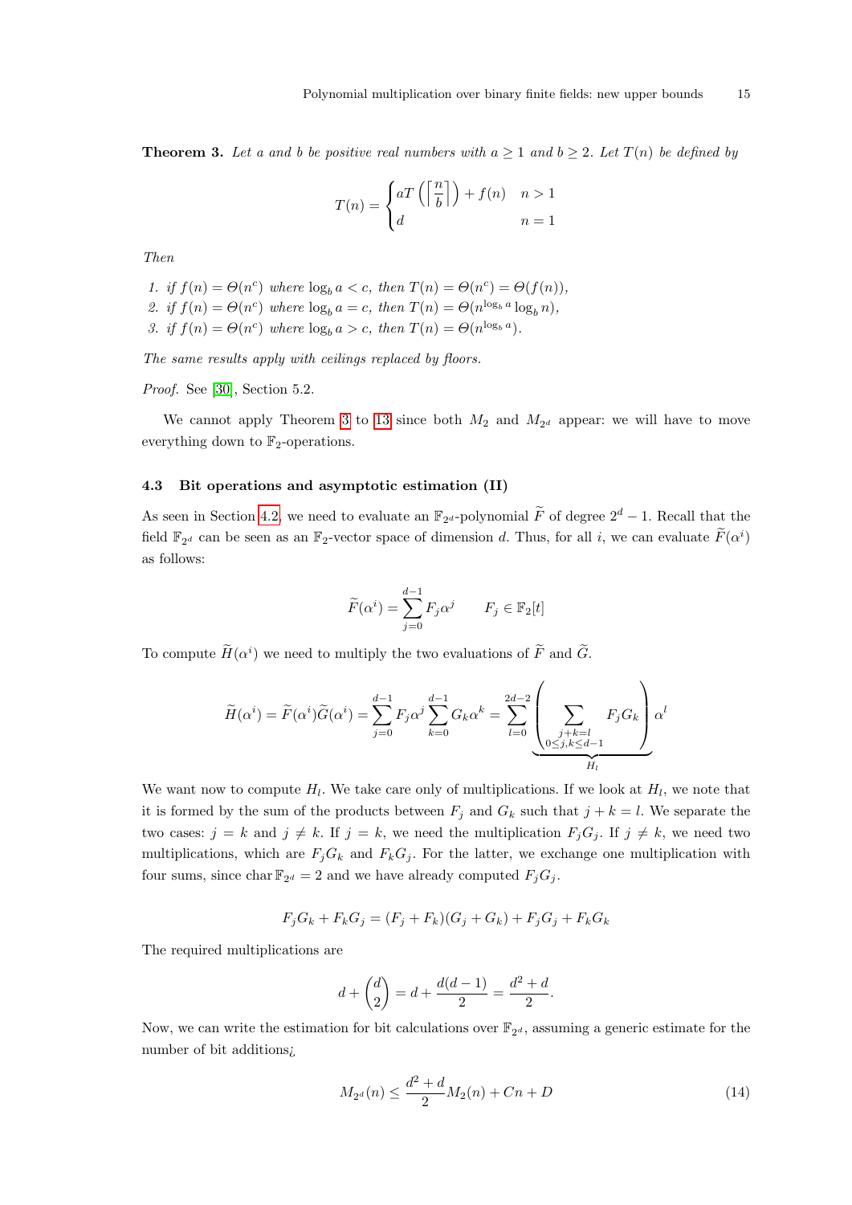**Theorem 3.** *Let $a$ and $b$ be positive real numbers with $a \geq 1$ and $b \geq 2$. Let $T(n)$ be defined by*

$$T(n) = \begin{cases} aT\left(\left\lceil \dfrac{n}{b} \right\rceil\right) + f(n) & n > 1 \\ d & n = 1 \end{cases}$$

*Then*

1. *if $f(n) = \Theta(n^c)$ where $\log_b a < c$, then $T(n) = \Theta(n^c) = \Theta(f(n))$,*
2. *if $f(n) = \Theta(n^c)$ where $\log_b a = c$, then $T(n) = \Theta(n^{\log_b a} \log_b n)$,*
3. *if $f(n) = \Theta(n^c)$ where $\log_b a > c$, then $T(n) = \Theta(n^{\log_b a})$.*

*The same results apply with ceilings replaced by floors.*

*Proof.* See [30], Section 5.2.

We cannot apply Theorem 3 to 13 since both $M_2$ and $M_{2^d}$ appear: we will have to move everything down to $\mathbb{F}_2$-operations.

### 4.3 Bit operations and asymptotic estimation (II)

As seen in Section 4.2, we need to evaluate an $\mathbb{F}_{2^d}$-polynomial $\widetilde{F}$ of degree $2^d - 1$. Recall that the field $\mathbb{F}_{2^d}$ can be seen as an $\mathbb{F}_2$-vector space of dimension $d$. Thus, for all $i$, we can evaluate $\widetilde{F}(\alpha^i)$ as follows:

$$\widetilde{F}(\alpha^i) = \sum_{j=0}^{d-1} F_j \alpha^j \qquad F_j \in \mathbb{F}_2[t]$$

To compute $\widetilde{H}(\alpha^i)$ we need to multiply the two evaluations of $\widetilde{F}$ and $\widetilde{G}$.

$$\widetilde{H}(\alpha^i) = \widetilde{F}(\alpha^i)\widetilde{G}(\alpha^i) = \sum_{j=0}^{d-1} F_j \alpha^j \sum_{k=0}^{d-1} G_k \alpha^k = \sum_{l=0}^{2d-2} \underbrace{\left( \sum_{\substack{j+k=l \\ 0 \leq j,k \leq d-1}} F_j G_k \right)}_{H_l} \alpha^l$$

We want now to compute $H_l$. We take care only of multiplications. If we look at $H_l$, we note that it is formed by the sum of the products between $F_j$ and $G_k$ such that $j + k = l$. We separate the two cases: $j = k$ and $j \neq k$. If $j = k$, we need the multiplication $F_j G_j$. If $j \neq k$, we need two multiplications, which are $F_j G_k$ and $F_k G_j$. For the latter, we exchange one multiplication with four sums, since $\operatorname{char} \mathbb{F}_{2^d} = 2$ and we have already computed $F_j G_j$.

$$F_j G_k + F_k G_j = (F_j + F_k)(G_j + G_k) + F_j G_j + F_k G_k$$

The required multiplications are

$$d + \binom{d}{2} = d + \frac{d(d-1)}{2} = \frac{d^2 + d}{2}.$$

Now, we can write the estimation for bit calculations over $\mathbb{F}_{2^d}$, assuming a generic estimate for the number of bit additions¿

$$M_{2^d}(n) \leq \frac{d^2 + d}{2} M_2(n) + Cn + D \tag{14}$$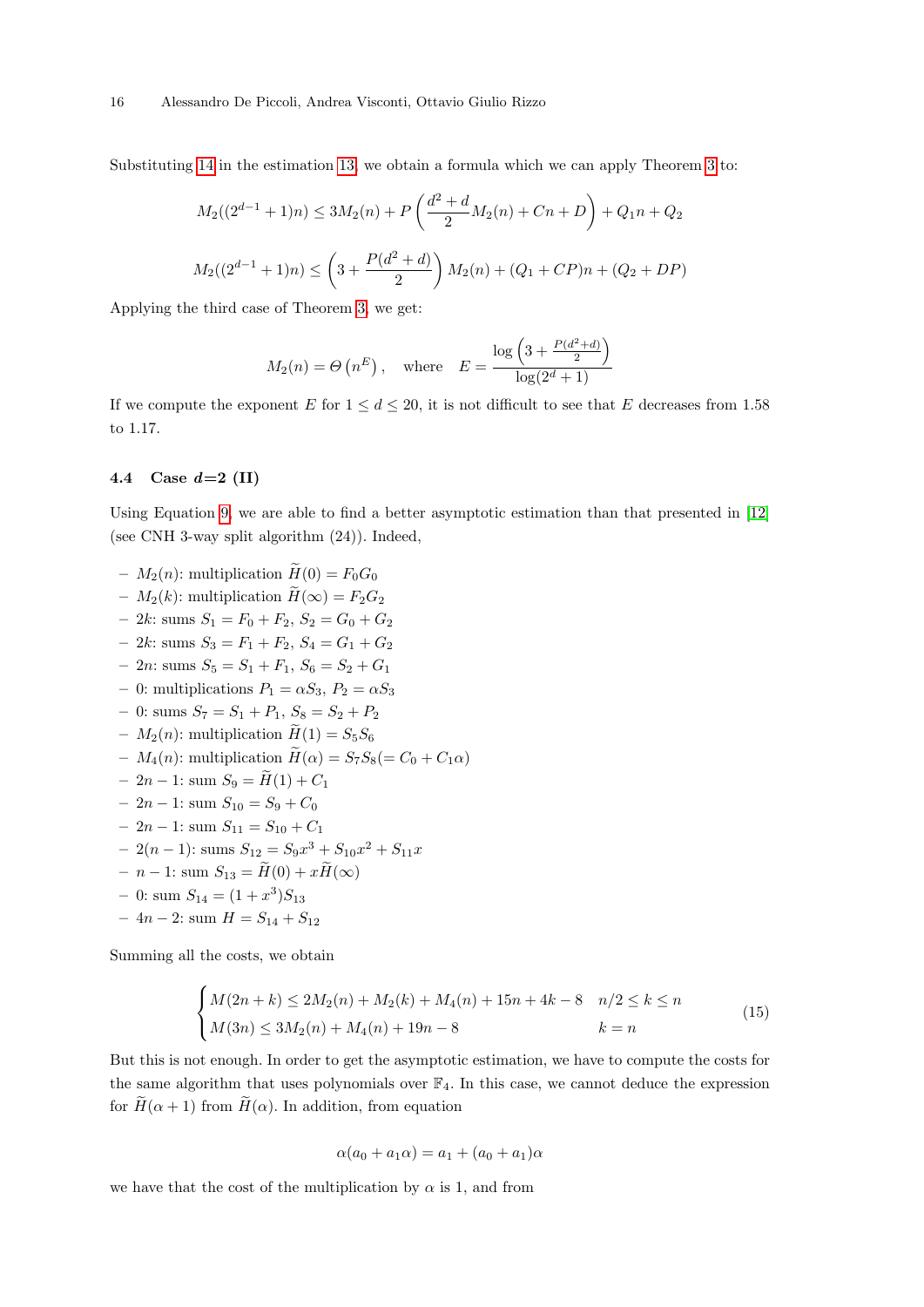Substituting 14 in the estimation 13, we obtain a formula which we can apply Theorem 3 to:

$$M_2((2^{d-1}+1)n) \leq 3M_2(n) + P\left(\frac{d^2+d}{2}M_2(n) + Cn + D\right) + Q_1 n + Q_2$$

$$M_2((2^{d-1}+1)n) \leq \left(3 + \frac{P(d^2+d)}{2}\right)M_2(n) + (Q_1 + CP)n + (Q_2 + DP)$$

Applying the third case of Theorem 3, we get:

$$M_2(n) = \Theta\left(n^E\right), \quad \text{where} \quad E = \frac{\log\left(3 + \frac{P(d^2+d)}{2}\right)}{\log(2^d+1)}$$

If we compute the exponent $E$ for $1 \leq d \leq 20$, it is not difficult to see that $E$ decreases from 1.58 to 1.17.

### 4.4 Case *d*=2 (II)

Using Equation 9, we are able to find a better asymptotic estimation than that presented in [12] (see CNH 3-way split algorithm (24)). Indeed,

- $M_2(n)$: multiplication $\widetilde{H}(0) = F_0 G_0$
- $M_2(k)$: multiplication $\widetilde{H}(\infty) = F_2 G_2$
- $2k$: sums $S_1 = F_0 + F_2$, $S_2 = G_0 + G_2$
- $2k$: sums $S_3 = F_1 + F_2$, $S_4 = G_1 + G_2$
- $2n$: sums $S_5 = S_1 + F_1$, $S_6 = S_2 + G_1$
- 0: multiplications $P_1 = \alpha S_3$, $P_2 = \alpha S_3$
- 0: sums $S_7 = S_1 + P_1$, $S_8 = S_2 + P_2$
- $M_2(n)$: multiplication $\widetilde{H}(1) = S_5 S_6$
- $M_4(n)$: multiplication $\widetilde{H}(\alpha) = S_7 S_8 (= C_0 + C_1\alpha)$
- $2n-1$: sum $S_9 = \widetilde{H}(1) + C_1$
- $2n-1$: sum $S_{10} = S_9 + C_0$
- $2n-1$: sum $S_{11} = S_{10} + C_1$
- $2(n-1)$: sums $S_{12} = S_9 x^3 + S_{10} x^2 + S_{11} x$
- $n-1$: sum $S_{13} = \widetilde{H}(0) + x\widetilde{H}(\infty)$
- 0: sum $S_{14} = (1 + x^3) S_{13}$
- $4n-2$: sum $H = S_{14} + S_{12}$

Summing all the costs, we obtain

$$\begin{cases} M(2n+k) \leq 2M_2(n) + M_2(k) + M_4(n) + 15n + 4k - 8 & n/2 \leq k \leq n \\ M(3n) \leq 3M_2(n) + M_4(n) + 19n - 8 & k = n \end{cases} \tag{15}$$

But this is not enough. In order to get the asymptotic estimation, we have to compute the costs for the same algorithm that uses polynomials over $\mathbb{F}_4$. In this case, we cannot deduce the expression for $\widetilde{H}(\alpha + 1)$ from $\widetilde{H}(\alpha)$. In addition, from equation

$$\alpha(a_0 + a_1\alpha) = a_1 + (a_0 + a_1)\alpha$$

we have that the cost of the multiplication by $\alpha$ is 1, and from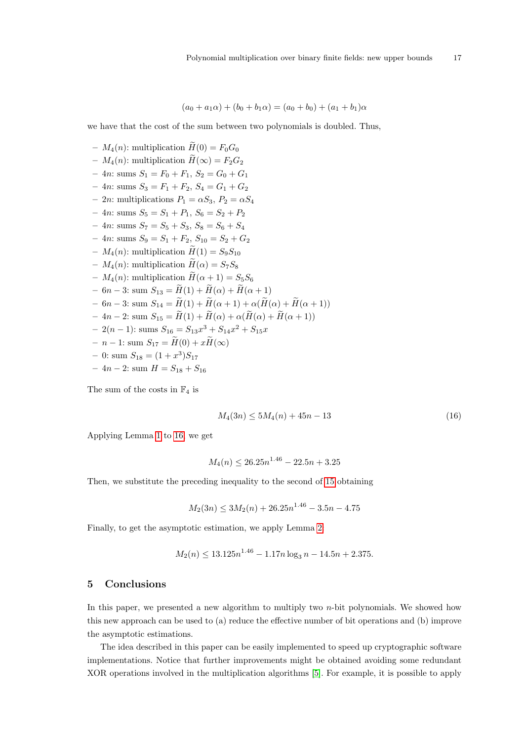$$(a_0 + a_1\alpha) + (b_0 + b_1\alpha) = (a_0 + b_0) + (a_1 + b_1)\alpha$$

we have that the cost of the sum between two polynomials is doubled. Thus,

- $M_4(n)$: multiplication $\widetilde{H}(0) = F_0 G_0$
- $M_4(n)$: multiplication $\widetilde{H}(\infty) = F_2 G_2$
- $4n$: sums $S_1 = F_0 + F_1$, $S_2 = G_0 + G_1$
- $4n$: sums $S_3 = F_1 + F_2$, $S_4 = G_1 + G_2$
- $2n$: multiplications $P_1 = \alpha S_3$, $P_2 = \alpha S_4$
- $4n$: sums $S_5 = S_1 + P_1$, $S_6 = S_2 + P_2$
- $4n$: sums $S_7 = S_5 + S_3$, $S_8 = S_6 + S_4$
- $4n$: sums $S_9 = S_1 + F_2$, $S_{10} = S_2 + G_2$
- $M_4(n)$: multiplication $\widetilde{H}(1) = S_9 S_{10}$
- $M_4(n)$: multiplication $\widetilde{H}(\alpha) = S_7 S_8$
- $M_4(n)$: multiplication $\widetilde{H}(\alpha + 1) = S_5 S_6$
- $6n - 3$: sum $S_{13} = \widetilde{H}(1) + \widetilde{H}(\alpha) + \widetilde{H}(\alpha + 1)$
- $6n - 3$: sum $S_{14} = \widetilde{H}(1) + \widetilde{H}(\alpha + 1) + \alpha(\widetilde{H}(\alpha) + \widetilde{H}(\alpha + 1))$
- $4n - 2$: sum $S_{15} = \widetilde{H}(1) + \widetilde{H}(\alpha) + \alpha(\widetilde{H}(\alpha) + \widetilde{H}(\alpha + 1))$
- $2(n - 1)$: sums $S_{16} = S_{13}x^3 + S_{14}x^2 + S_{15}x$
- $n - 1$: sum $S_{17} = \widetilde{H}(0) + x\widetilde{H}(\infty)$
- $0$: sum $S_{18} = (1 + x^3)S_{17}$
- $4n - 2$: sum $H = S_{18} + S_{16}$

The sum of the costs in $\mathbb{F}_4$ is

$$M_4(3n) \leq 5M_4(n) + 45n - 13 \tag{16}$$

Applying Lemma 1 to 16, we get

$$M_4(n) \leq 26.25n^{1.46} - 22.5n + 3.25$$

Then, we substitute the preceding inequality to the second of 15 obtaining

$$M_2(3n) \leq 3M_2(n) + 26.25n^{1.46} - 3.5n - 4.75$$

Finally, to get the asymptotic estimation, we apply Lemma 2

$$M_2(n) \leq 13.125n^{1.46} - 1.17n \log_3 n - 14.5n + 2.375.$$

## 5 Conclusions

In this paper, we presented a new algorithm to multiply two $n$-bit polynomials. We showed how this new approach can be used to (a) reduce the effective number of bit operations and (b) improve the asymptotic estimations.

The idea described in this paper can be easily implemented to speed up cryptographic software implementations. Notice that further improvements might be obtained avoiding some redundant XOR operations involved in the multiplication algorithms [5]. For example, it is possible to apply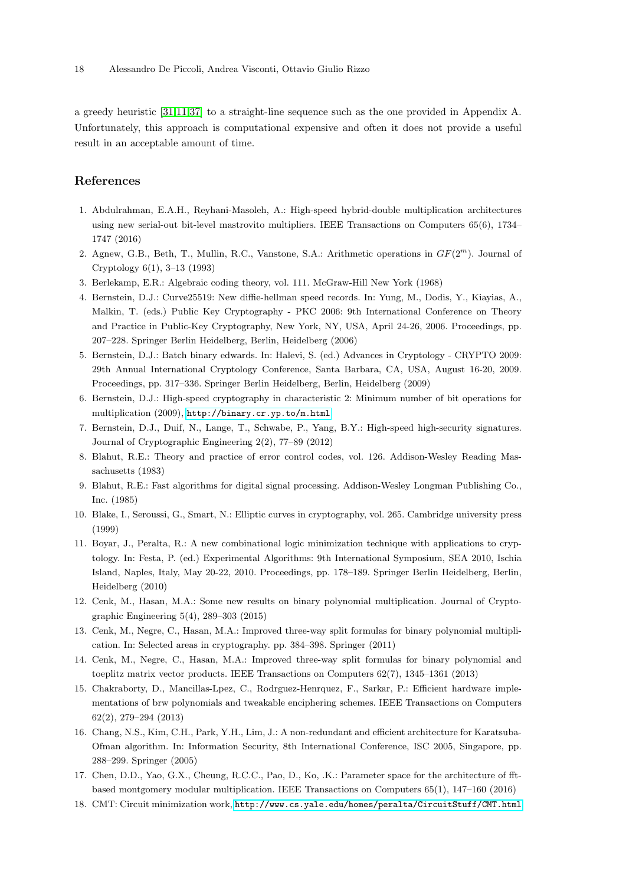a greedy heuristic [31,11,37] to a straight-line sequence such as the one provided in Appendix A. Unfortunately, this approach is computational expensive and often it does not provide a useful result in an acceptable amount of time.

## References

1. Abdulrahman, E.A.H., Reyhani-Masoleh, A.: High-speed hybrid-double multiplication architectures using new serial-out bit-level mastrovito multipliers. IEEE Transactions on Computers 65(6), 1734–1747 (2016)
2. Agnew, G.B., Beth, T., Mullin, R.C., Vanstone, S.A.: Arithmetic operations in $GF(2^m)$. Journal of Cryptology 6(1), 3–13 (1993)
3. Berlekamp, E.R.: Algebraic coding theory, vol. 111. McGraw-Hill New York (1968)
4. Bernstein, D.J.: Curve25519: New diffie-hellman speed records. In: Yung, M., Dodis, Y., Kiayias, A., Malkin, T. (eds.) Public Key Cryptography - PKC 2006: 9th International Conference on Theory and Practice in Public-Key Cryptography, New York, NY, USA, April 24-26, 2006. Proceedings, pp. 207–228. Springer Berlin Heidelberg, Berlin, Heidelberg (2006)
5. Bernstein, D.J.: Batch binary edwards. In: Halevi, S. (ed.) Advances in Cryptology - CRYPTO 2009: 29th Annual International Cryptology Conference, Santa Barbara, CA, USA, August 16-20, 2009. Proceedings, pp. 317–336. Springer Berlin Heidelberg, Berlin, Heidelberg (2009)
6. Bernstein, D.J.: High-speed cryptography in characteristic 2: Minimum number of bit operations for multiplication (2009), http://binary.cr.yp.to/m.html
7. Bernstein, D.J., Duif, N., Lange, T., Schwabe, P., Yang, B.Y.: High-speed high-security signatures. Journal of Cryptographic Engineering 2(2), 77–89 (2012)
8. Blahut, R.E.: Theory and practice of error control codes, vol. 126. Addison-Wesley Reading Massachusetts (1983)
9. Blahut, R.E.: Fast algorithms for digital signal processing. Addison-Wesley Longman Publishing Co., Inc. (1985)
10. Blake, I., Seroussi, G., Smart, N.: Elliptic curves in cryptography, vol. 265. Cambridge university press (1999)
11. Boyar, J., Peralta, R.: A new combinational logic minimization technique with applications to cryptology. In: Festa, P. (ed.) Experimental Algorithms: 9th International Symposium, SEA 2010, Ischia Island, Naples, Italy, May 20-22, 2010. Proceedings, pp. 178–189. Springer Berlin Heidelberg, Berlin, Heidelberg (2010)
12. Cenk, M., Hasan, M.A.: Some new results on binary polynomial multiplication. Journal of Cryptographic Engineering 5(4), 289–303 (2015)
13. Cenk, M., Negre, C., Hasan, M.A.: Improved three-way split formulas for binary polynomial multiplication. In: Selected areas in cryptography. pp. 384–398. Springer (2011)
14. Cenk, M., Negre, C., Hasan, M.A.: Improved three-way split formulas for binary polynomial and toeplitz matrix vector products. IEEE Transactions on Computers 62(7), 1345–1361 (2013)
15. Chakraborty, D., Mancillas-Lpez, C., Rodrguez-Henrquez, F., Sarkar, P.: Efficient hardware implementations of brw polynomials and tweakable enciphering schemes. IEEE Transactions on Computers 62(2), 279–294 (2013)
16. Chang, N.S., Kim, C.H., Park, Y.H., Lim, J.: A non-redundant and efficient architecture for Karatsuba-Ofman algorithm. In: Information Security, 8th International Conference, ISC 2005, Singapore, pp. 288–299. Springer (2005)
17. Chen, D.D., Yao, G.X., Cheung, R.C.C., Pao, D., Ko, .K.: Parameter space for the architecture of fft-based montgomery modular multiplication. IEEE Transactions on Computers 65(1), 147–160 (2016)
18. CMT: Circuit minimization work, http://www.cs.yale.edu/homes/peralta/CircuitStuff/CMT.html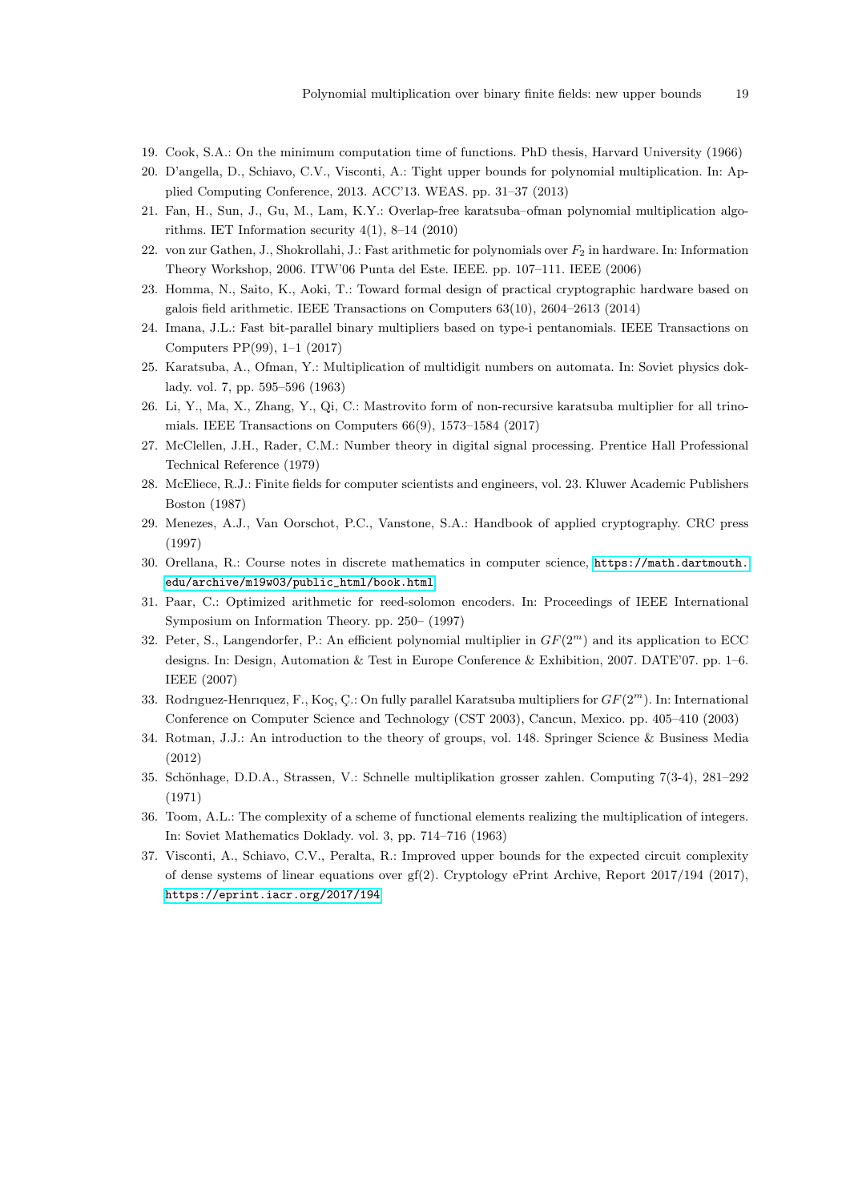19. Cook, S.A.: On the minimum computation time of functions. PhD thesis, Harvard University (1966)
20. D'angella, D., Schiavo, C.V., Visconti, A.: Tight upper bounds for polynomial multiplication. In: Applied Computing Conference, 2013. ACC'13. WEAS. pp. 31–37 (2013)
21. Fan, H., Sun, J., Gu, M., Lam, K.Y.: Overlap-free karatsuba–ofman polynomial multiplication algorithms. IET Information security 4(1), 8–14 (2010)
22. von zur Gathen, J., Shokrollahi, J.: Fast arithmetic for polynomials over $F_2$ in hardware. In: Information Theory Workshop, 2006. ITW'06 Punta del Este. IEEE. pp. 107–111. IEEE (2006)
23. Homma, N., Saito, K., Aoki, T.: Toward formal design of practical cryptographic hardware based on galois field arithmetic. IEEE Transactions on Computers 63(10), 2604–2613 (2014)
24. Imana, J.L.: Fast bit-parallel binary multipliers based on type-i pentanomials. IEEE Transactions on Computers PP(99), 1–1 (2017)
25. Karatsuba, A., Ofman, Y.: Multiplication of multidigit numbers on automata. In: Soviet physics doklady. vol. 7, pp. 595–596 (1963)
26. Li, Y., Ma, X., Zhang, Y., Qi, C.: Mastrovito form of non-recursive karatsuba multiplier for all trinomials. IEEE Transactions on Computers 66(9), 1573–1584 (2017)
27. McClellen, J.H., Rader, C.M.: Number theory in digital signal processing. Prentice Hall Professional Technical Reference (1979)
28. McEliece, R.J.: Finite fields for computer scientists and engineers, vol. 23. Kluwer Academic Publishers Boston (1987)
29. Menezes, A.J., Van Oorschot, P.C., Vanstone, S.A.: Handbook of applied cryptography. CRC press (1997)
30. Orellana, R.: Course notes in discrete mathematics in computer science, https://math.dartmouth.edu/archive/m19w03/public_html/book.html
31. Paar, C.: Optimized arithmetic for reed-solomon encoders. In: Proceedings of IEEE International Symposium on Information Theory. pp. 250– (1997)
32. Peter, S., Langendorfer, P.: An efficient polynomial multiplier in $GF(2^m)$ and its application to ECC designs. In: Design, Automation & Test in Europe Conference & Exhibition, 2007. DATE'07. pp. 1–6. IEEE (2007)
33. Rodrıguez-Henrıquez, F., Koç, Ç.: On fully parallel Karatsuba multipliers for $GF(2^m)$. In: International Conference on Computer Science and Technology (CST 2003), Cancun, Mexico. pp. 405–410 (2003)
34. Rotman, J.J.: An introduction to the theory of groups, vol. 148. Springer Science & Business Media (2012)
35. Schönhage, D.D.A., Strassen, V.: Schnelle multiplikation grosser zahlen. Computing 7(3-4), 281–292 (1971)
36. Toom, A.L.: The complexity of a scheme of functional elements realizing the multiplication of integers. In: Soviet Mathematics Doklady. vol. 3, pp. 714–716 (1963)
37. Visconti, A., Schiavo, C.V., Peralta, R.: Improved upper bounds for the expected circuit complexity of dense systems of linear equations over gf(2). Cryptology ePrint Archive, Report 2017/194 (2017), https://eprint.iacr.org/2017/194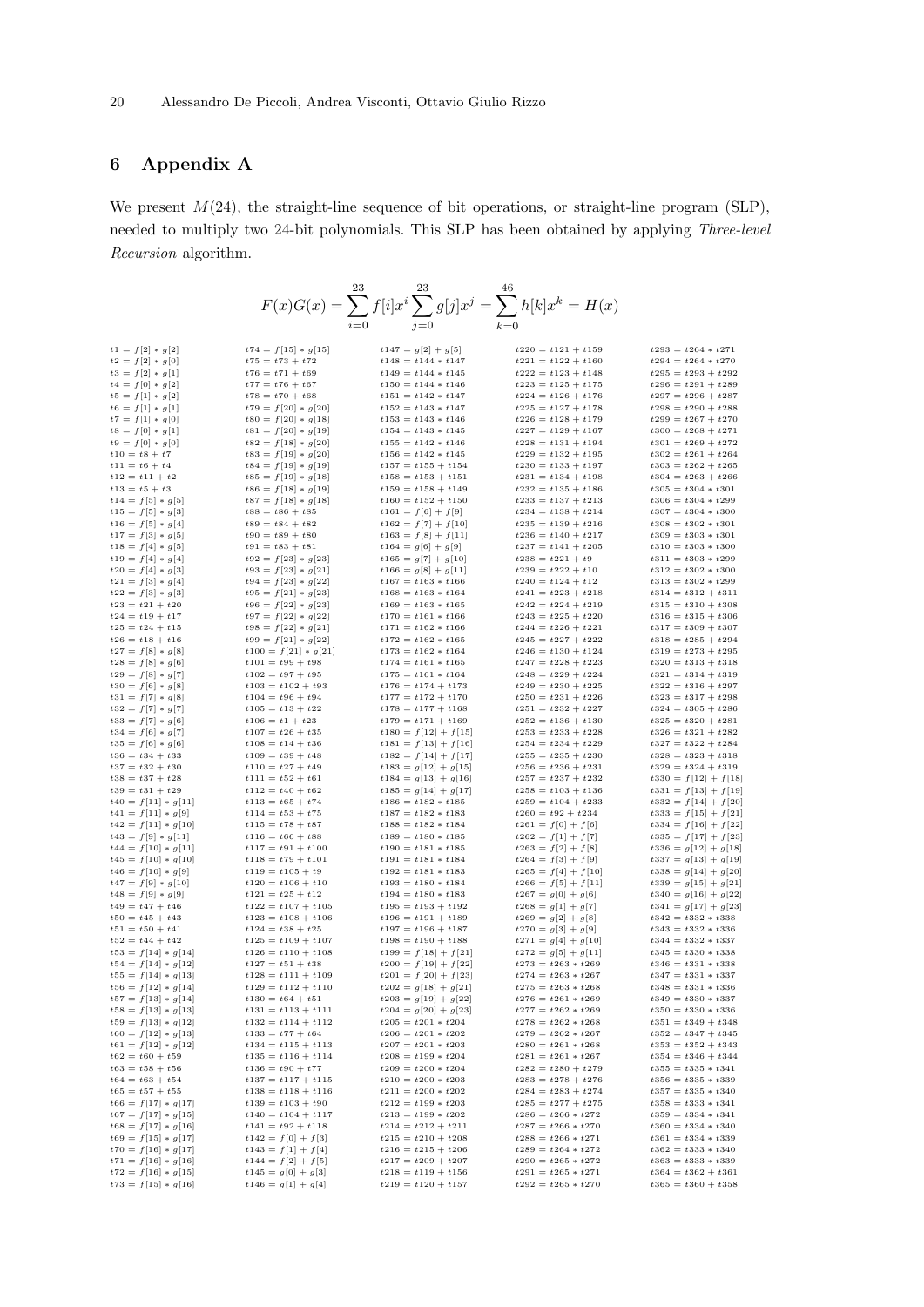## 6 Appendix A

We present $M(24)$, the straight-line sequence of bit operations, or straight-line program (SLP), needed to multiply two 24-bit polynomials. This SLP has been obtained by applying *Three-level Recursion* algorithm.

$$F(x)G(x) = \sum_{i=0}^{23} f[i]x^i \sum_{j=0}^{23} g[j]x^j = \sum_{k=0}^{46} h[k]x^k = H(x)$$

```
t1 = f[2] * g[2]
t2 = f[2] * g[0]
t3 = f[2] * g[1]
t4 = f[0] * g[2]
t5 = f[1] * g[2]
t6 = f[1] * g[1]
t7 = f[1] * g[0]
t8 = f[0] * g[1]
t9 = f[0] * g[0]
t10 = t8 + t7
t11 = t6 + t4
t12 = t11 + t2
t13 = t5 + t3
t14 = f[5] * g[5]
t15 = f[5] * g[3]
t16 = f[5] * g[4]
t17 = f[3] * g[5]
t18 = f[4] * g[5]
t19 = f[4] * g[4]
t20 = f[4] * g[3]
t21 = f[3] * g[4]
t22 = f[3] * g[3]
t23 = t21 + t20
t24 = t19 + t17
t25 = t24 + t15
t26 = t18 + t16
t27 = f[8] * g[8]
t28 = f[8] * g[6]
t29 = f[8] * g[7]
t30 = f[6] * g[8]
t31 = f[7] * g[8]
t32 = f[7] * g[7]
t33 = f[7] * g[6]
t34 = f[6] * g[7]
t35 = f[6] * g[6]
t36 = t34 + t33
t37 = t32 + t30
t38 = t37 + t28
t39 = t31 + t29
t40 = f[11] * g[11]
t41 = f[11] * g[9]
t42 = f[11] * g[10]
t43 = f[9] * g[11]
t44 = f[10] * g[11]
t45 = f[10] * g[10]
t46 = f[10] * g[9]
t47 = f[9] * g[10]
t48 = f[9] * g[9]
t49 = t47 + t46
t50 = t45 + t43
t51 = t50 + t41
t52 = t44 + t42
t53 = f[14] * g[14]
t54 = f[14] * g[12]
t55 = f[14] * g[13]
t56 = f[12] * g[14]
t57 = f[13] * g[14]
t58 = f[13] * g[13]
t59 = f[13] * g[12]
t60 = f[12] * g[13]
t61 = f[12] * g[12]
t62 = t60 + t59
t63 = t58 + t56
t64 = t63 + t54
t65 = t57 + t55
t66 = f[17] * g[17]
t67 = f[17] * g[15]
t68 = f[17] * g[16]
t69 = f[15] * g[17]
t70 = f[16] * g[17]
t71 = f[16] * g[16]
t72 = f[16] * g[15]
t73 = f[15] * g[16]
t74 = f[15] * g[15]
t75 = t73 + t72
t76 = t71 + t69
t77 = t76 + t67
t78 = t70 + t68
t79 = f[20] * g[20]
t80 = f[20] * g[18]
t81 = f[20] * g[19]
t82 = f[18] * g[20]
t83 = f[19] * g[20]
t84 = f[19] * g[19]
t85 = f[19] * g[18]
t86 = f[18] * g[19]
t87 = f[18] * g[18]
t88 = t86 + t85
t89 = t84 + t82
t90 = t89 + t80
t91 = t83 + t81
t92 = f[23] * g[23]
t93 = f[23] * g[21]
t94 = f[23] * g[22]
t95 = f[21] * g[23]
t96 = f[22] * g[23]
t97 = f[22] * g[22]
t98 = f[22] * g[21]
t99 = f[21] * g[22]
t100 = f[21] * g[21]
t101 = t99 + t98
t102 = t97 + t95
t103 = t102 + t93
t104 = t96 + t94
t105 = t13 + t22
t106 = t1 + t23
t107 = t26 + t35
t108 = t14 + t36
t109 = t39 + t48
t110 = t27 + t49
t111 = t52 + t61
t112 = t40 + t62
t113 = t65 + t74
t114 = t53 + t75
t115 = t78 + t87
t116 = t66 + t88
t117 = t91 + t100
t118 = t79 + t101
t119 = t105 + t9
t120 = t106 + t10
t121 = t25 + t12
t122 = t107 + t105
t123 = t108 + t106
t124 = t38 + t25
t125 = t109 + t107
t126 = t110 + t108
t127 = t51 + t38
t128 = t111 + t109
t129 = t112 + t110
t130 = t64 + t51
t131 = t113 + t111
t132 = t114 + t112
t133 = t77 + t64
t134 = t115 + t113
t135 = t116 + t114
t136 = t90 + t77
t137 = t117 + t115
t138 = t118 + t116
t139 = t103 + t90
t140 = t104 + t117
t141 = t92 + t118
t142 = f[0] + f[3]
t143 = f[1] + f[4]
t144 = f[2] + f[5]
t145 = g[0] + g[3]
t146 = g[1] + g[4]
t147 = g[2] + g[5]
t148 = t144 * t147
t149 = t144 * t145
t150 = t144 * t146
t151 = t142 * t147
t152 = t143 * t147
t153 = t143 * t146
t154 = t143 * t145
t155 = t142 * t146
t156 = t142 * t145
t157 = t155 + t154
t158 = t153 + t151
t159 = t158 + t149
t160 = t152 + t150
t161 = f[6] + f[9]
t162 = f[7] + f[10]
t163 = f[8] + f[11]
t164 = g[6] + g[9]
t165 = g[7] + g[10]
t166 = g[8] + g[11]
t167 = t163 * t166
t168 = t163 * t164
t169 = t163 * t165
t170 = t161 * t166
t171 = t162 * t166
t172 = t162 * t165
t173 = t162 * t164
t174 = t161 * t165
t175 = t161 * t164
t176 = t174 + t173
t177 = t172 + t170
t178 = t177 + t168
t179 = t171 + t169
t180 = f[12] + f[15]
t181 = f[13] + f[16]
t182 = f[14] + f[17]
t183 = g[12] + g[15]
t184 = g[13] + g[16]
t185 = g[14] + g[17]
t186 = t182 * t185
t187 = t182 * t183
t188 = t182 * t184
t189 = t180 * t185
t190 = t181 * t185
t191 = t181 * t184
t192 = t181 * t183
t193 = t180 * t184
t194 = t180 * t183
t195 = t193 + t192
t196 = t191 + t189
t197 = t196 + t187
t198 = t190 + t188
t199 = f[18] + f[21]
t200 = f[19] + f[22]
t201 = f[20] + f[23]
t202 = g[18] + g[21]
t203 = g[19] + g[22]
t204 = g[20] + g[23]
t205 = t201 * t204
t206 = t201 * t202
t207 = t201 * t203
t208 = t199 * t204
t209 = t200 * t204
t210 = t200 * t203
t211 = t200 * t202
t212 = t199 * t203
t213 = t199 * t202
t214 = t212 + t211
t215 = t210 + t208
t216 = t215 + t206
t217 = t209 + t207
t218 = t119 + t156
t219 = t120 + t157
t220 = t121 + t159
t221 = t122 + t160
t222 = t123 + t148
t223 = t125 + t175
t224 = t126 + t176
t225 = t127 + t178
t226 = t128 + t179
t227 = t129 + t167
t228 = t131 + t194
t229 = t132 + t195
t230 = t133 + t197
t231 = t134 + t198
t232 = t135 + t186
t233 = t137 + t213
t234 = t138 + t214
t235 = t139 + t216
t236 = t140 + t217
t237 = t141 + t205
t238 = t221 + t9
t239 = t222 + t10
t240 = t124 + t12
t241 = t223 + t218
t242 = t224 + t219
t243 = t225 + t220
t244 = t226 + t221
t245 = t227 + t222
t246 = t130 + t124
t247 = t228 + t223
t248 = t229 + t224
t249 = t230 + t225
t250 = t231 + t226
t251 = t232 + t227
t252 = t136 + t130
t253 = t233 + t228
t254 = t234 + t229
t255 = t235 + t230
t256 = t236 + t231
t257 = t237 + t232
t258 = t103 + t136
t259 = t104 + t233
t260 = t92 + t234
t261 = f[0] + f[6]
t262 = f[1] + f[7]
t263 = f[2] + f[8]
t264 = f[3] + f[9]
t265 = f[4] + f[10]
t266 = f[5] + f[11]
t267 = g[0] + g[6]
t268 = g[1] + g[7]
t269 = g[2] + g[8]
t270 = g[3] + g[9]
t271 = g[4] + g[10]
t272 = g[5] + g[11]
t273 = t263 * t269
t274 = t263 * t267
t275 = t263 * t268
t276 = t261 * t269
t277 = t262 * t269
t278 = t262 * t268
t279 = t262 * t267
t280 = t261 * t268
t281 = t261 * t267
t282 = t280 + t279
t283 = t278 + t276
t284 = t283 + t274
t285 = t277 + t275
t286 = t266 * t272
t287 = t266 * t270
t288 = t266 * t271
t289 = t264 * t272
t290 = t265 * t272
t291 = t265 * t271
t292 = t265 * t270
t293 = t264 * t271
t294 = t264 * t270
t295 = t293 + t292
t296 = t291 + t289
t297 = t296 + t287
t298 = t290 + t288
t299 = t267 + t270
t300 = t268 + t271
t301 = t269 + t272
t302 = t261 + t264
t303 = t262 + t265
t304 = t263 + t266
t305 = t304 * t301
t306 = t304 * t299
t307 = t304 * t300
t308 = t302 * t301
t309 = t303 * t301
t310 = t303 * t300
t311 = t303 * t299
t312 = t302 * t300
t313 = t302 * t299
t314 = t312 + t311
t315 = t310 + t308
t316 = t315 + t306
t317 = t309 + t307
t318 = t285 + t294
t319 = t273 + t295
t320 = t313 + t318
t321 = t314 + t319
t322 = t316 + t297
t323 = t317 + t298
t324 = t305 + t286
t325 = t320 + t281
t326 = t321 + t282
t327 = t322 + t284
t328 = t323 + t318
t329 = t324 + t319
t330 = f[12] + f[18]
t331 = f[13] + f[19]
t332 = f[14] + f[20]
t333 = f[15] + f[21]
t334 = f[16] + f[22]
t335 = f[17] + f[23]
t336 = g[12] + g[18]
t337 = g[13] + g[19]
t338 = g[14] + g[20]
t339 = g[15] + g[21]
t340 = g[16] + g[22]
t341 = g[17] + g[23]
t342 = t332 * t338
t343 = t332 * t336
t344 = t332 * t337
t345 = t330 * t338
t346 = t331 * t338
t347 = t331 * t337
t348 = t331 * t336
t349 = t330 * t337
t350 = t330 * t336
t351 = t349 + t348
t352 = t347 + t345
t353 = t352 + t343
t354 = t346 + t344
t355 = t335 * t341
t356 = t335 * t339
t357 = t335 * t340
t358 = t333 * t341
t359 = t334 * t341
t360 = t334 * t340
t361 = t334 * t339
t362 = t333 * t340
t363 = t333 * t339
t364 = t362 + t361
t365 = t360 + t358
```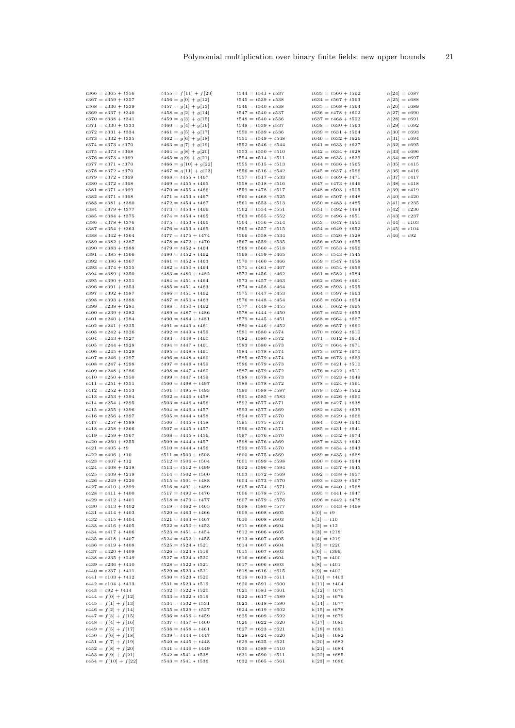$t366 = t365 + t356$
$t367 = t359 + t357$
$t368 = t336 + t339$
$t369 = t337 + t340$
$t370 = t338 + t341$
$t371 = t330 + t333$
$t372 = t331 + t334$
$t373 = t332 + t335$
$t374 = t373 * t370$
$t375 = t373 * t368$
$t376 = t373 * t369$
$t377 = t371 * t370$
$t378 = t372 * t370$
$t379 = t372 * t369$
$t380 = t372 * t368$
$t381 = t371 * t369$
$t382 = t371 * t368$
$t383 = t381 + t380$
$t384 = t379 + t377$
$t385 = t384 + t375$
$t386 = t378 + t376$
$t387 = t354 + t363$
$t388 = t342 + t364$
$t389 = t382 + t387$
$t390 = t383 + t388$
$t391 = t385 + t366$
$t392 = t386 + t367$
$t393 = t374 + t355$
$t394 = t389 + t350$
$t395 = t390 + t351$
$t396 = t391 + t353$
$t397 = t392 + t387$
$t398 = t393 + t388$
$t399 = t238 + t281$
$t400 = t239 + t282$
$t401 = t240 + t284$
$t402 = t241 + t325$
$t403 = t242 + t326$
$t404 = t243 + t327$
$t405 = t244 + t328$
$t406 = t245 + t329$
$t407 = t246 + t297$
$t408 = t247 + t298$
$t409 = t248 + t286$
$t410 = t250 + t350$
$t411 = t251 + t351$
$t412 = t252 + t353$
$t413 = t253 + t394$
$t414 = t254 + t395$
$t415 = t255 + t396$
$t416 = t256 + t397$
$t417 = t257 + t398$
$t418 = t258 + t366$
$t419 = t259 + t367$
$t420 = t260 + t355$
$t421 = t405 + t9$
$t422 = t406 + t10$
$t423 = t407 + t12$
$t424 = t408 + t218$
$t425 = t409 + t219$
$t426 = t249 + t220$
$t427 = t410 + t399$
$t428 = t411 + t400$
$t429 = t412 + t401$
$t430 = t413 + t402$
$t431 = t414 + t403$
$t432 = t415 + t404$
$t433 = t416 + t405$
$t434 = t417 + t406$
$t435 = t418 + t407$
$t436 = t419 + t408$
$t437 = t420 + t409$
$t438 = t235 + t249$
$t439 = t236 + t410$
$t440 = t237 + t411$
$t441 = t103 + t412$
$t442 = t104 + t413$
$t443 = t92 + t414$
$t444 = f[0] + f[12]$
$t445 = f[1] + f[13]$
$t446 = f[2] + f[14]$
$t447 = f[3] + f[15]$
$t448 = f[4] + f[16]$
$t449 = f[5] + f[17]$
$t450 = f[6] + f[18]$
$t451 = f[7] + f[19]$
$t452 = f[8] + f[20]$
$t453 = f[9] + f[21]$
$t454 = f[10] + f[22]$
$t455 = f[11] + f[23]$
$t456 = g[0] + g[12]$
$t457 = g[1] + g[13]$
$t458 = g[2] + g[14]$
$t459 = g[3] + g[15]$
$t460 = g[4] + g[16]$
$t461 = g[5] + g[17]$
$t462 = g[6] + g[18]$
$t463 = g[7] + g[19]$
$t464 = g[8] + g[20]$
$t465 = g[9] + g[21]$
$t466 = g[10] + g[22]$
$t467 = g[11] + g[23]$
$t468 = t455 * t467$
$t469 = t455 * t465$
$t470 = t455 * t466$
$t471 = t453 * t467$
$t472 = t454 * t467$
$t473 = t454 * t466$
$t474 = t454 * t465$
$t475 = t453 * t466$
$t476 = t453 * t465$
$t477 = t475 + t474$
$t478 = t472 + t470$
$t479 = t452 * t464$
$t480 = t452 * t462$
$t481 = t452 * t463$
$t482 = t450 * t464$
$t483 = t480 + t482$
$t484 = t451 * t464$
$t485 = t451 * t463$
$t486 = t451 * t462$
$t487 = t450 * t463$
$t488 = t450 * t462$
$t489 = t487 + t486$
$t490 = t484 + t481$
$t491 = t449 * t461$
$t492 = t449 * t459$
$t493 = t449 * t460$
$t494 = t447 * t461$
$t495 = t448 * t461$
$t496 = t448 * t460$
$t497 = t448 * t459$
$t498 = t447 * t460$
$t499 = t447 * t459$
$t500 = t498 + t497$
$t501 = t495 + t493$
$t502 = t446 * t458$
$t503 = t446 * t456$
$t504 = t446 * t457$
$t505 = t444 * t458$
$t506 = t445 * t458$
$t507 = t445 * t457$
$t508 = t445 * t456$
$t509 = t444 * t457$
$t510 = t444 * t456$
$t511 = t509 + t508$
$t512 = t506 + t504$
$t513 = t512 + t499$
$t514 = t502 + t500$
$t515 = t501 + t488$
$t516 = t491 + t489$
$t517 = t490 + t476$
$t518 = t479 + t477$
$t519 = t462 + t465$
$t520 = t463 + t466$
$t521 = t464 + t467$
$t522 = t450 + t453$
$t523 = t451 + t454$
$t524 = t452 + t455$
$t525 = t524 * t521$
$t526 = t524 * t519$
$t527 = t524 * t520$
$t528 = t522 * t521$
$t529 = t523 * t521$
$t530 = t523 * t520$
$t531 = t523 * t519$
$t532 = t522 * t520$
$t533 = t522 * t519$
$t534 = t532 + t531$
$t535 = t529 + t527$
$t536 = t456 + t459$
$t537 = t457 + t460$
$t538 = t458 + t461$
$t539 = t444 + t447$
$t540 = t445 + t448$
$t541 = t446 + t449$
$t542 = t541 * t538$
$t543 = t541 * t536$
$t544 = t541 * t537$
$t545 = t539 * t538$
$t546 = t540 * t538$
$t547 = t540 * t537$
$t548 = t540 * t536$
$t549 = t539 * t537$
$t550 = t539 * t536$
$t551 = t549 + t548$
$t552 = t546 + t544$
$t553 = t550 + t510$
$t554 = t514 + t511$
$t555 = t515 + t513$
$t556 = t516 + t542$
$t557 = t517 + t533$
$t558 = t518 + t516$
$t559 = t478 + t517$
$t560 = t468 + t525$
$t561 = t553 + t513$
$t562 = t554 + t551$
$t563 = t555 + t552$
$t564 = t556 + t514$
$t565 = t557 + t515$
$t566 = t558 + t534$
$t567 = t559 + t535$
$t568 = t560 + t518$
$t569 = t459 + t465$
$t570 = t460 + t466$
$t571 = t461 + t467$
$t572 = t456 + t462$
$t573 = t457 + t463$
$t574 = t458 + t464$
$t575 = t447 + t453$
$t576 = t448 + t454$
$t577 = t449 + t455$
$t578 = t444 + t450$
$t579 = t445 + t451$
$t580 = t446 + t452$
$t581 = t580 * t574$
$t582 = t580 * t572$
$t583 = t580 * t573$
$t584 = t578 * t574$
$t585 = t579 * t574$
$t586 = t579 * t573$
$t587 = t579 * t572$
$t588 = t578 * t573$
$t589 = t578 * t572$
$t590 = t588 + t587$
$t591 = t585 + t583$
$t592 = t577 * t571$
$t593 = t577 * t569$
$t594 = t577 * t570$
$t595 = t575 * t571$
$t596 = t576 * t571$
$t597 = t576 * t570$
$t598 = t576 * t569$
$t599 = t575 * t570$
$t600 = t575 * t569$
$t601 = t599 + t598$
$t602 = t596 + t594$
$t603 = t572 + t569$
$t604 = t573 + t570$
$t605 = t574 + t571$
$t606 = t578 + t575$
$t607 = t579 + t576$
$t608 = t580 + t577$
$t609 = t608 * t605$
$t610 = t608 * t603$
$t611 = t608 * t604$
$t612 = t606 * t605$
$t613 = t607 * t605$
$t614 = t607 * t604$
$t615 = t607 * t603$
$t616 = t606 * t604$
$t617 = t606 * t603$
$t618 = t616 + t615$
$t619 = t613 + t611$
$t620 = t591 + t600$
$t621 = t581 + t601$
$t622 = t617 + t589$
$t623 = t618 + t590$
$t624 = t619 + t602$
$t625 = t609 + t592$
$t626 = t622 + t620$
$t627 = t623 + t621$
$t628 = t624 + t620$
$t629 = t625 + t621$
$t630 = t589 + t510$
$t631 = t590 + t511$
$t632 = t565 + t561$
$t633 = t566 + t562$
$t634 = t567 + t563$
$t635 = t568 + t564$
$t636 = t478 + t602$
$t637 = t468 + t592$
$t638 = t630 + t563$
$t639 = t631 + t564$
$t640 = t632 + t626$
$t641 = t633 + t627$
$t642 = t634 + t628$
$t643 = t635 + t629$
$t644 = t636 + t565$
$t645 = t637 + t566$
$t646 = t469 + t471$
$t647 = t473 + t646$
$t648 = t503 + t505$
$t649 = t507 + t648$
$t650 = t483 + t485$
$t651 = t492 + t494$
$t652 = t496 + t651$
$t653 = t647 + t650$
$t654 = t649 + t652$
$t655 = t526 + t528$
$t656 = t530 + t655$
$t657 = t653 + t656$
$t658 = t543 + t545$
$t659 = t547 + t658$
$t660 = t654 + t659$
$t661 = t582 + t584$
$t662 = t586 + t661$
$t663 = t593 + t595$
$t664 = t597 + t663$
$t665 = t650 + t654$
$t666 = t662 + t665$
$t667 = t652 + t653$
$t668 = t664 + t667$
$t669 = t657 + t660$
$t670 = t662 + t610$
$t671 = t612 + t614$
$t672 = t664 + t671$
$t673 = t672 + t670$
$t674 = t673 + t669$
$t675 = t421 + t510$
$t676 = t422 + t511$
$t677 = t423 + t649$
$t678 = t424 + t561$
$t679 = t425 + t562$
$t680 = t426 + t660$
$t681 = t427 + t638$
$t682 = t428 + t639$
$t683 = t429 + t666$
$t684 = t430 + t640$
$t685 = t431 + t641$
$t686 = t432 + t674$
$t687 = t433 + t642$
$t688 = t434 + t643$
$t689 = t435 + t668$
$t690 = t436 + t644$
$t691 = t437 + t645$
$t692 = t438 + t657$
$t693 = t439 + t567$
$t694 = t440 + t568$
$t695 = t441 + t647$
$t696 = t442 + t478$
$t697 = t443 + t468$
$h[0] = t9$
$h[1] = t10$
$h[2] = t12$
$h[3] = t218$
$h[4] = t219$
$h[5] = t220$
$h[6] = t399$
$h[7] = t400$
$h[8] = t401$
$h[9] = t402$
$h[10] = t403$
$h[11] = t404$
$h[12] = t675$
$h[13] = t676$
$h[14] = t677$
$h[15] = t678$
$h[16] = t679$
$h[17] = t680$
$h[18] = t681$
$h[19] = t682$
$h[20] = t683$
$h[21] = t684$
$h[22] = t685$
$h[23] = t686$
$h[24] = t687$
$h[25] = t688$
$h[26] = t689$
$h[27] = t690$
$h[28] = t691$
$h[29] = t692$
$h[30] = t693$
$h[31] = t694$
$h[32] = t695$
$h[33] = t696$
$h[34] = t697$
$h[35] = t415$
$h[36] = t416$
$h[37] = t417$
$h[38] = t418$
$h[39] = t419$
$h[40] = t420$
$h[41] = t235$
$h[42] = t236$
$h[43] = t237$
$h[44] = t103$
$h[45] = t104$
$h[46] = t92$